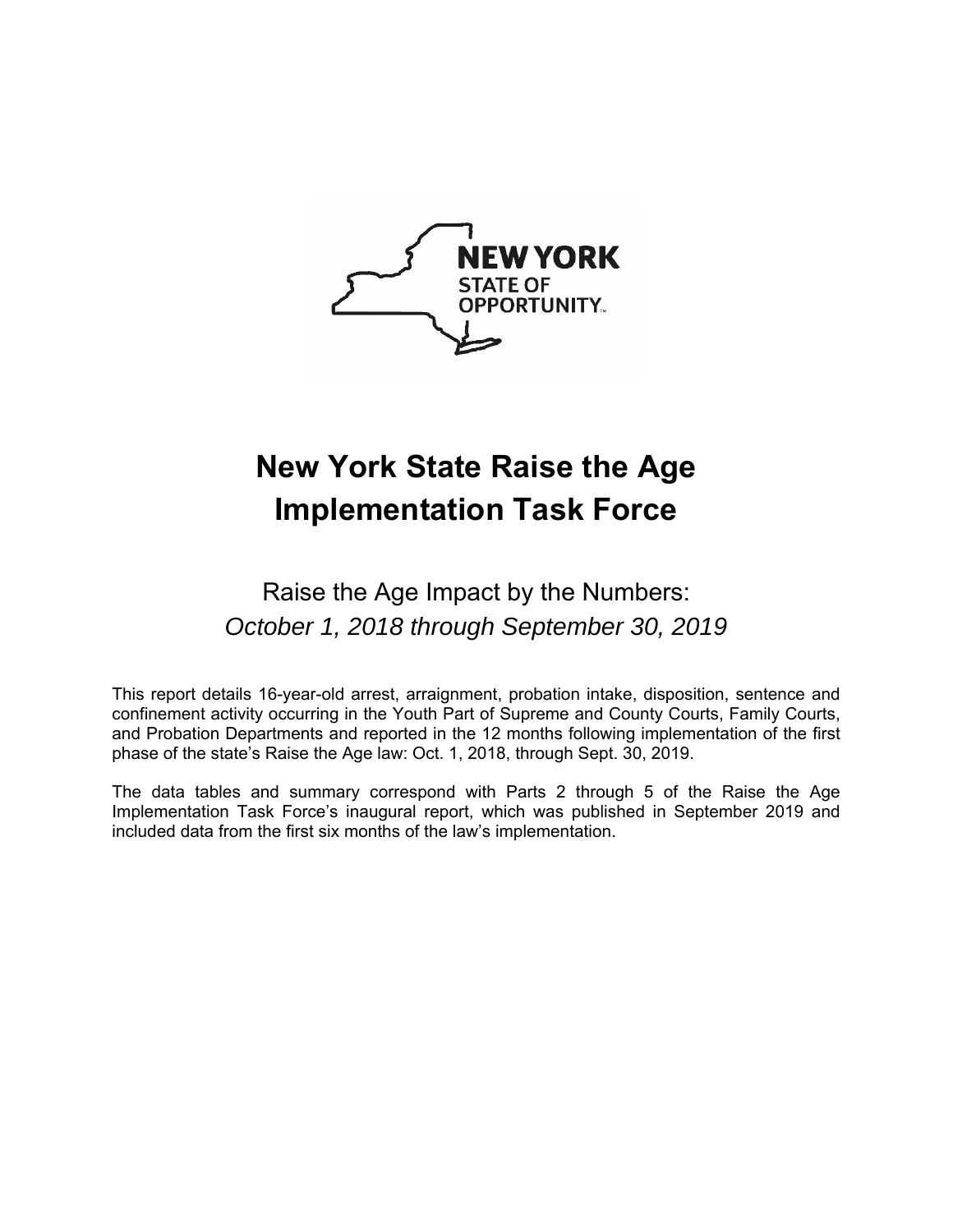NEW YORK
STATE OF
OPPORTUNITY.

# New York State Raise the Age Implementation Task Force

## Raise the Age Impact by the Numbers:
*October 1, 2018 through September 30, 2019*

This report details 16-year-old arrest, arraignment, probation intake, disposition, sentence and confinement activity occurring in the Youth Part of Supreme and County Courts, Family Courts, and Probation Departments and reported in the 12 months following implementation of the first phase of the state's Raise the Age law: Oct. 1, 2018, through Sept. 30, 2019.

The data tables and summary correspond with Parts 2 through 5 of the Raise the Age Implementation Task Force's inaugural report, which was published in September 2019 and included data from the first six months of the law's implementation.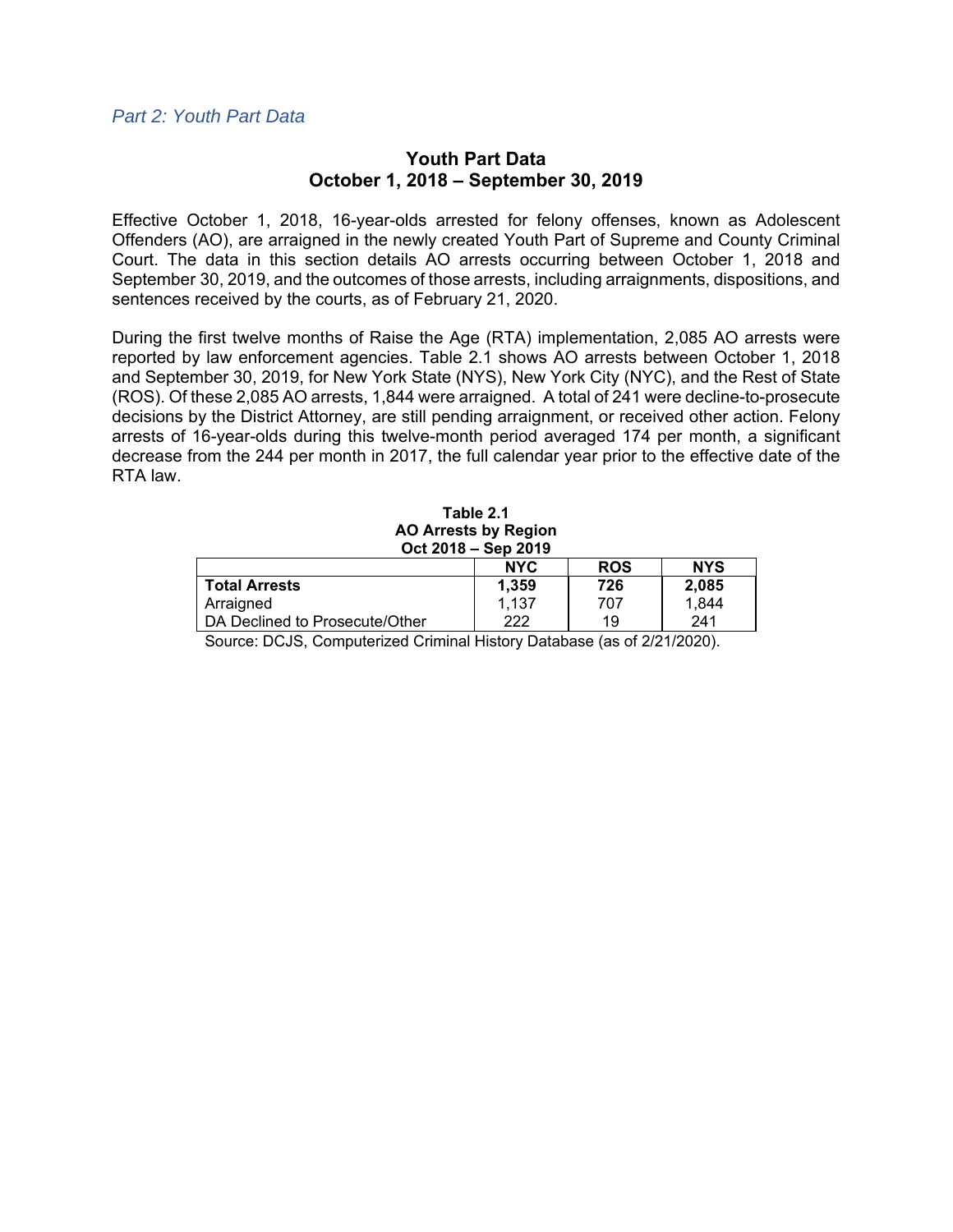*Part 2: Youth Part Data*

## Youth Part Data
## October 1, 2018 – September 30, 2019

Effective October 1, 2018, 16-year-olds arrested for felony offenses, known as Adolescent Offenders (AO), are arraigned in the newly created Youth Part of Supreme and County Criminal Court. The data in this section details AO arrests occurring between October 1, 2018 and September 30, 2019, and the outcomes of those arrests, including arraignments, dispositions, and sentences received by the courts, as of February 21, 2020.

During the first twelve months of Raise the Age (RTA) implementation, 2,085 AO arrests were reported by law enforcement agencies. Table 2.1 shows AO arrests between October 1, 2018 and September 30, 2019, for New York State (NYS), New York City (NYC), and the Rest of State (ROS). Of these 2,085 AO arrests, 1,844 were arraigned. A total of 241 were decline-to-prosecute decisions by the District Attorney, are still pending arraignment, or received other action. Felony arrests of 16-year-olds during this twelve-month period averaged 174 per month, a significant decrease from the 244 per month in 2017, the full calendar year prior to the effective date of the RTA law.

**Table 2.1**
**AO Arrests by Region**
**Oct 2018 – Sep 2019**

| | NYC | ROS | NYS |
|---|---|---|---|
| **Total Arrests** | **1,359** | **726** | **2,085** |
| Arraigned | 1,137 | 707 | 1,844 |
| DA Declined to Prosecute/Other | 222 | 19 | 241 |

Source: DCJS, Computerized Criminal History Database (as of 2/21/2020).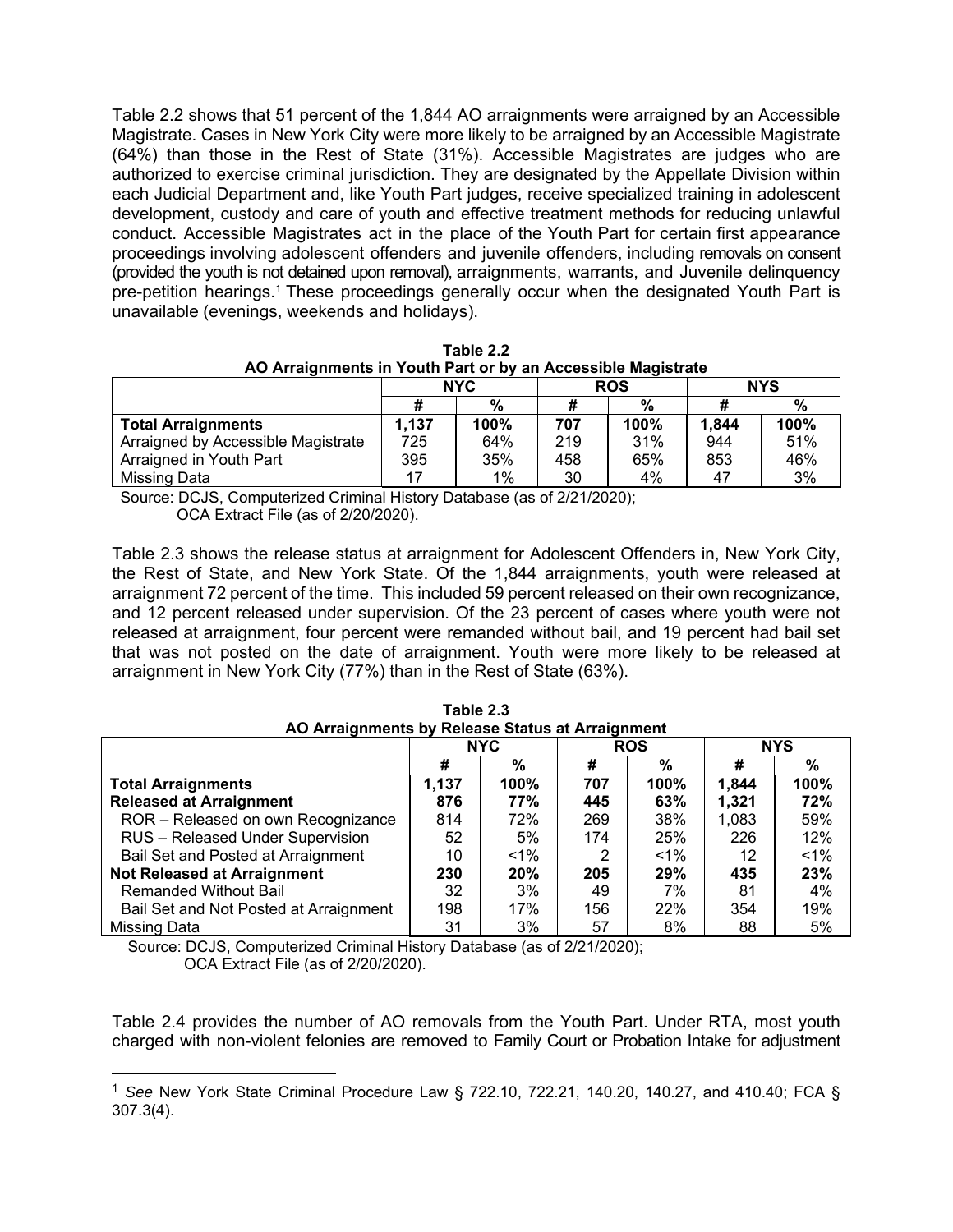Table 2.2 shows that 51 percent of the 1,844 AO arraignments were arraigned by an Accessible Magistrate. Cases in New York City were more likely to be arraigned by an Accessible Magistrate (64%) than those in the Rest of State (31%). Accessible Magistrates are judges who are authorized to exercise criminal jurisdiction. They are designated by the Appellate Division within each Judicial Department and, like Youth Part judges, receive specialized training in adolescent development, custody and care of youth and effective treatment methods for reducing unlawful conduct. Accessible Magistrates act in the place of the Youth Part for certain first appearance proceedings involving adolescent offenders and juvenile offenders, including removals on consent (provided the youth is not detained upon removal), arraignments, warrants, and Juvenile delinquency pre-petition hearings.[1] These proceedings generally occur when the designated Youth Part is unavailable (evenings, weekends and holidays).

**Table 2.2**
**AO Arraignments in Youth Part or by an Accessible Magistrate**

| | NYC | | ROS | | NYS | |
|---|---|---|---|---|---|---|
| | # | % | # | % | # | % |
| **Total Arraignments** | **1,137** | **100%** | **707** | **100%** | **1,844** | **100%** |
| Arraigned by Accessible Magistrate | 725 | 64% | 219 | 31% | 944 | 51% |
| Arraigned in Youth Part | 395 | 35% | 458 | 65% | 853 | 46% |
| Missing Data | 17 | 1% | 30 | 4% | 47 | 3% |

Source: DCJS, Computerized Criminal History Database (as of 2/21/2020); OCA Extract File (as of 2/20/2020).

Table 2.3 shows the release status at arraignment for Adolescent Offenders in, New York City, the Rest of State, and New York State. Of the 1,844 arraignments, youth were released at arraignment 72 percent of the time. This included 59 percent released on their own recognizance, and 12 percent released under supervision. Of the 23 percent of cases where youth were not released at arraignment, four percent were remanded without bail, and 19 percent had bail set that was not posted on the date of arraignment. Youth were more likely to be released at arraignment in New York City (77%) than in the Rest of State (63%).

**Table 2.3**
**AO Arraignments by Release Status at Arraignment**

| | NYC | | ROS | | NYS | |
|---|---|---|---|---|---|---|
| | # | % | # | % | # | % |
| **Total Arraignments** | **1,137** | **100%** | **707** | **100%** | **1,844** | **100%** |
| **Released at Arraignment** | **876** | **77%** | **445** | **63%** | **1,321** | **72%** |
| ROR – Released on own Recognizance | 814 | 72% | 269 | 38% | 1,083 | 59% |
| RUS – Released Under Supervision | 52 | 5% | 174 | 25% | 226 | 12% |
| Bail Set and Posted at Arraignment | 10 | <1% | 2 | <1% | 12 | <1% |
| **Not Released at Arraignment** | **230** | **20%** | **205** | **29%** | **435** | **23%** |
| Remanded Without Bail | 32 | 3% | 49 | 7% | 81 | 4% |
| Bail Set and Not Posted at Arraignment | 198 | 17% | 156 | 22% | 354 | 19% |
| Missing Data | 31 | 3% | 57 | 8% | 88 | 5% |

Source: DCJS, Computerized Criminal History Database (as of 2/21/2020); OCA Extract File (as of 2/20/2020).

Table 2.4 provides the number of AO removals from the Youth Part. Under RTA, most youth charged with non-violent felonies are removed to Family Court or Probation Intake for adjustment

[1] *See* New York State Criminal Procedure Law § 722.10, 722.21, 140.20, 140.27, and 410.40; FCA § 307.3(4).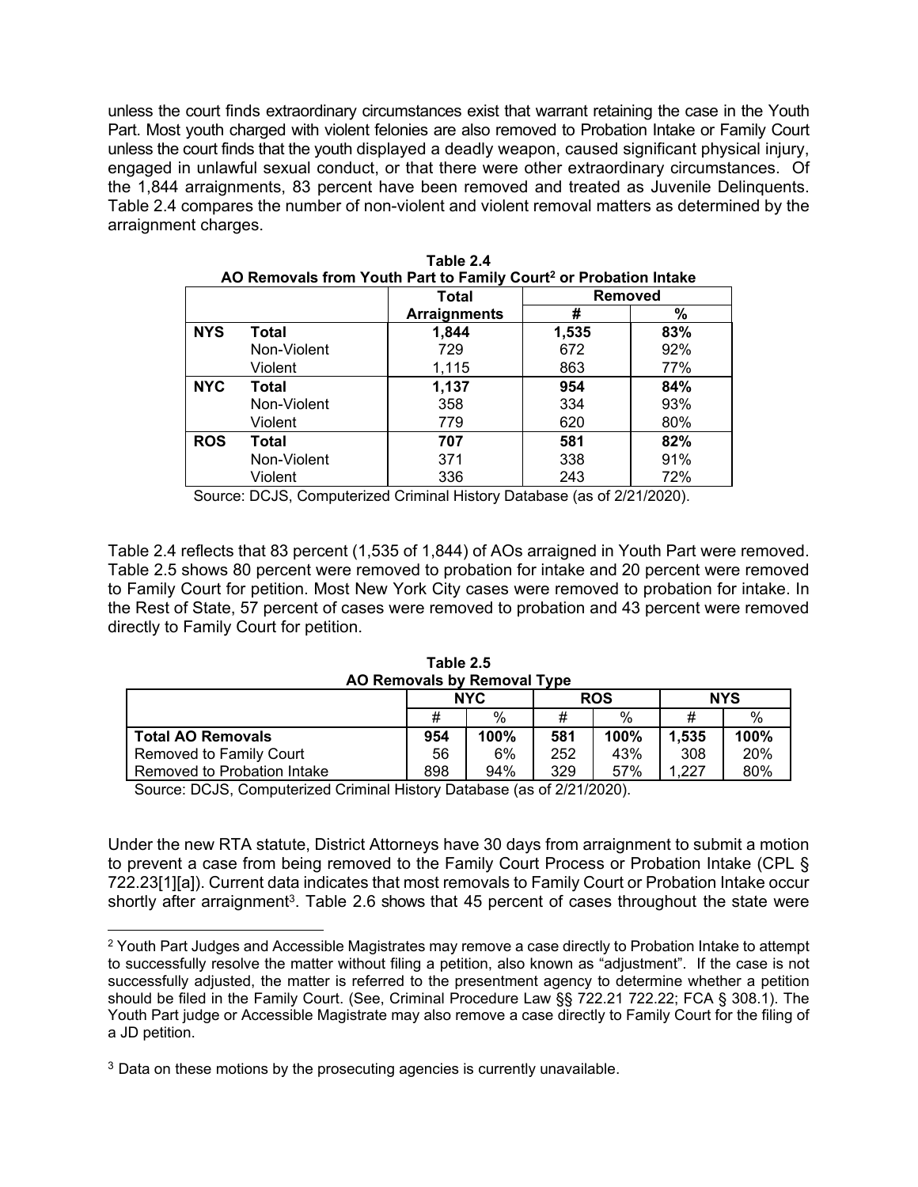unless the court finds extraordinary circumstances exist that warrant retaining the case in the Youth Part. Most youth charged with violent felonies are also removed to Probation Intake or Family Court unless the court finds that the youth displayed a deadly weapon, caused significant physical injury, engaged in unlawful sexual conduct, or that there were other extraordinary circumstances. Of the 1,844 arraignments, 83 percent have been removed and treated as Juvenile Delinquents. Table 2.4 compares the number of non-violent and violent removal matters as determined by the arraignment charges.

**Table 2.4**
**AO Removals from Youth Part to Family Court[2] or Probation Intake**

| | | Total | Removed | |
|---|---|---|---|---|
| | | **Arraignments** | **#** | **%** |
| **NYS** | **Total** | **1,844** | **1,535** | **83%** |
| | Non-Violent | 729 | 672 | 92% |
| | Violent | 1,115 | 863 | 77% |
| **NYC** | **Total** | **1,137** | **954** | **84%** |
| | Non-Violent | 358 | 334 | 93% |
| | Violent | 779 | 620 | 80% |
| **ROS** | **Total** | **707** | **581** | **82%** |
| | Non-Violent | 371 | 338 | 91% |
| | Violent | 336 | 243 | 72% |

Source: DCJS, Computerized Criminal History Database (as of 2/21/2020).

Table 2.4 reflects that 83 percent (1,535 of 1,844) of AOs arraigned in Youth Part were removed. Table 2.5 shows 80 percent were removed to probation for intake and 20 percent were removed to Family Court for petition. Most New York City cases were removed to probation for intake. In the Rest of State, 57 percent of cases were removed to probation and 43 percent were removed directly to Family Court for petition.

**Table 2.5**
**AO Removals by Removal Type**

| | NYC | | ROS | | NYS | |
|---|---|---|---|---|---|---|
| | # | % | # | % | # | % |
| **Total AO Removals** | **954** | **100%** | **581** | **100%** | **1,535** | **100%** |
| Removed to Family Court | 56 | 6% | 252 | 43% | 308 | 20% |
| Removed to Probation Intake | 898 | 94% | 329 | 57% | 1,227 | 80% |

Source: DCJS, Computerized Criminal History Database (as of 2/21/2020).

Under the new RTA statute, District Attorneys have 30 days from arraignment to submit a motion to prevent a case from being removed to the Family Court Process or Probation Intake (CPL § 722.23[1][a]). Current data indicates that most removals to Family Court or Probation Intake occur shortly after arraignment[3]. Table 2.6 shows that 45 percent of cases throughout the state were

[2] Youth Part Judges and Accessible Magistrates may remove a case directly to Probation Intake to attempt to successfully resolve the matter without filing a petition, also known as "adjustment". If the case is not successfully adjusted, the matter is referred to the presentment agency to determine whether a petition should be filed in the Family Court. (See, Criminal Procedure Law §§ 722.21 722.22; FCA § 308.1). The Youth Part judge or Accessible Magistrate may also remove a case directly to Family Court for the filing of a JD petition.

[3] Data on these motions by the prosecuting agencies is currently unavailable.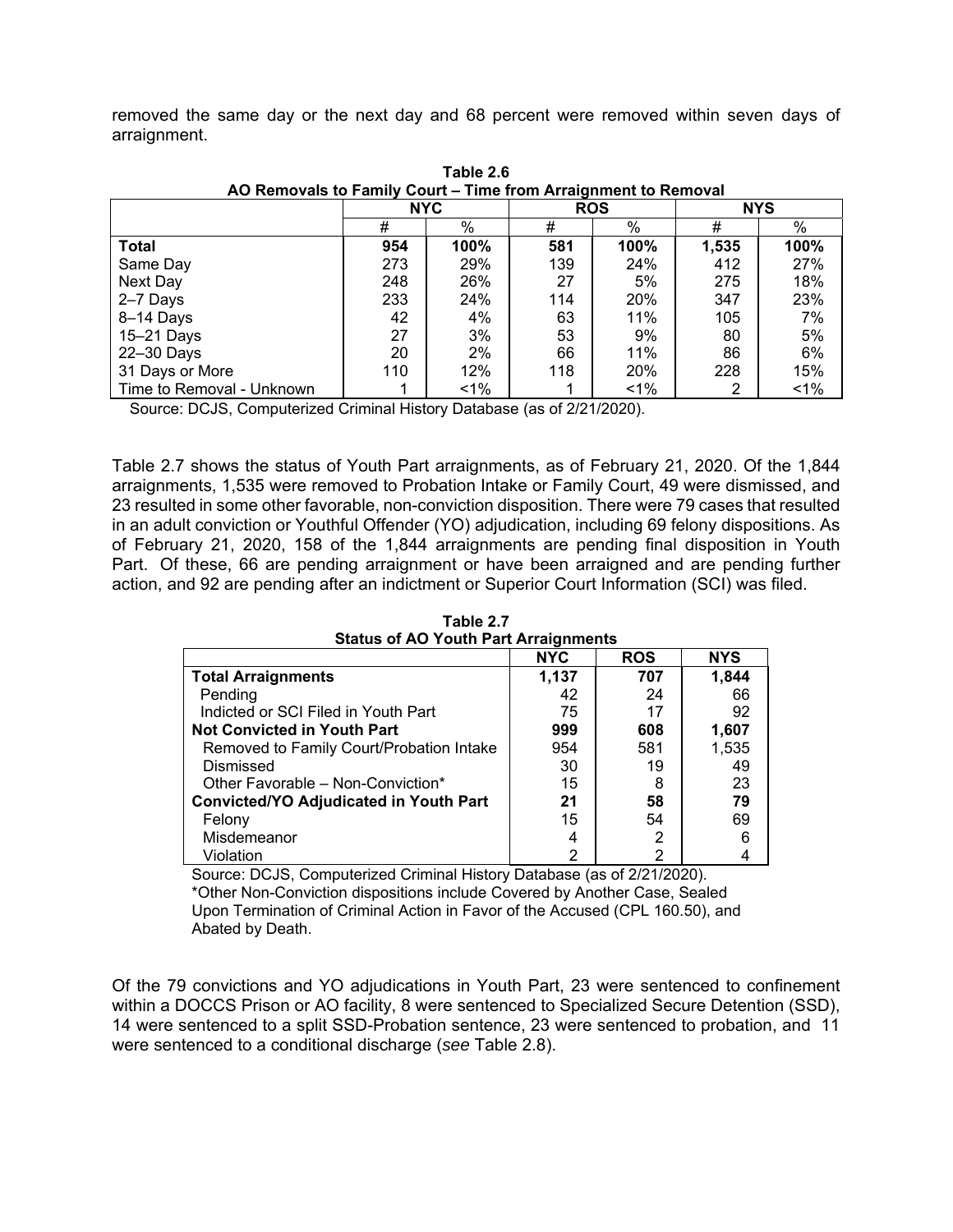removed the same day or the next day and 68 percent were removed within seven days of arraignment.

**Table 2.6**
**AO Removals to Family Court – Time from Arraignment to Removal**

| | NYC | | ROS | | NYS | |
|---|---|---|---|---|---|---|
| | # | % | # | % | # | % |
| **Total** | **954** | **100%** | **581** | **100%** | **1,535** | **100%** |
| Same Day | 273 | 29% | 139 | 24% | 412 | 27% |
| Next Day | 248 | 26% | 27 | 5% | 275 | 18% |
| 2–7 Days | 233 | 24% | 114 | 20% | 347 | 23% |
| 8–14 Days | 42 | 4% | 63 | 11% | 105 | 7% |
| 15–21 Days | 27 | 3% | 53 | 9% | 80 | 5% |
| 22–30 Days | 20 | 2% | 66 | 11% | 86 | 6% |
| 31 Days or More | 110 | 12% | 118 | 20% | 228 | 15% |
| Time to Removal - Unknown | 1 | <1% | 1 | <1% | 2 | <1% |

Source: DCJS, Computerized Criminal History Database (as of 2/21/2020).

Table 2.7 shows the status of Youth Part arraignments, as of February 21, 2020. Of the 1,844 arraignments, 1,535 were removed to Probation Intake or Family Court, 49 were dismissed, and 23 resulted in some other favorable, non-conviction disposition. There were 79 cases that resulted in an adult conviction or Youthful Offender (YO) adjudication, including 69 felony dispositions. As of February 21, 2020, 158 of the 1,844 arraignments are pending final disposition in Youth Part. Of these, 66 are pending arraignment or have been arraigned and are pending further action, and 92 are pending after an indictment or Superior Court Information (SCI) was filed.

**Table 2.7**
**Status of AO Youth Part Arraignments**

| | NYC | ROS | NYS |
|---|---|---|---|
| **Total Arraignments** | **1,137** | **707** | **1,844** |
| Pending | 42 | 24 | 66 |
| Indicted or SCI Filed in Youth Part | 75 | 17 | 92 |
| **Not Convicted in Youth Part** | **999** | **608** | **1,607** |
| Removed to Family Court/Probation Intake | 954 | 581 | 1,535 |
| Dismissed | 30 | 19 | 49 |
| Other Favorable – Non-Conviction* | 15 | 8 | 23 |
| **Convicted/YO Adjudicated in Youth Part** | **21** | **58** | **79** |
| Felony | 15 | 54 | 69 |
| Misdemeanor | 4 | 2 | 6 |
| Violation | 2 | 2 | 4 |

Source: DCJS, Computerized Criminal History Database (as of 2/21/2020).
*Other Non-Conviction dispositions include Covered by Another Case, Sealed Upon Termination of Criminal Action in Favor of the Accused (CPL 160.50), and Abated by Death.

Of the 79 convictions and YO adjudications in Youth Part, 23 were sentenced to confinement within a DOCCS Prison or AO facility, 8 were sentenced to Specialized Secure Detention (SSD), 14 were sentenced to a split SSD-Probation sentence, 23 were sentenced to probation, and 11 were sentenced to a conditional discharge (*see* Table 2.8).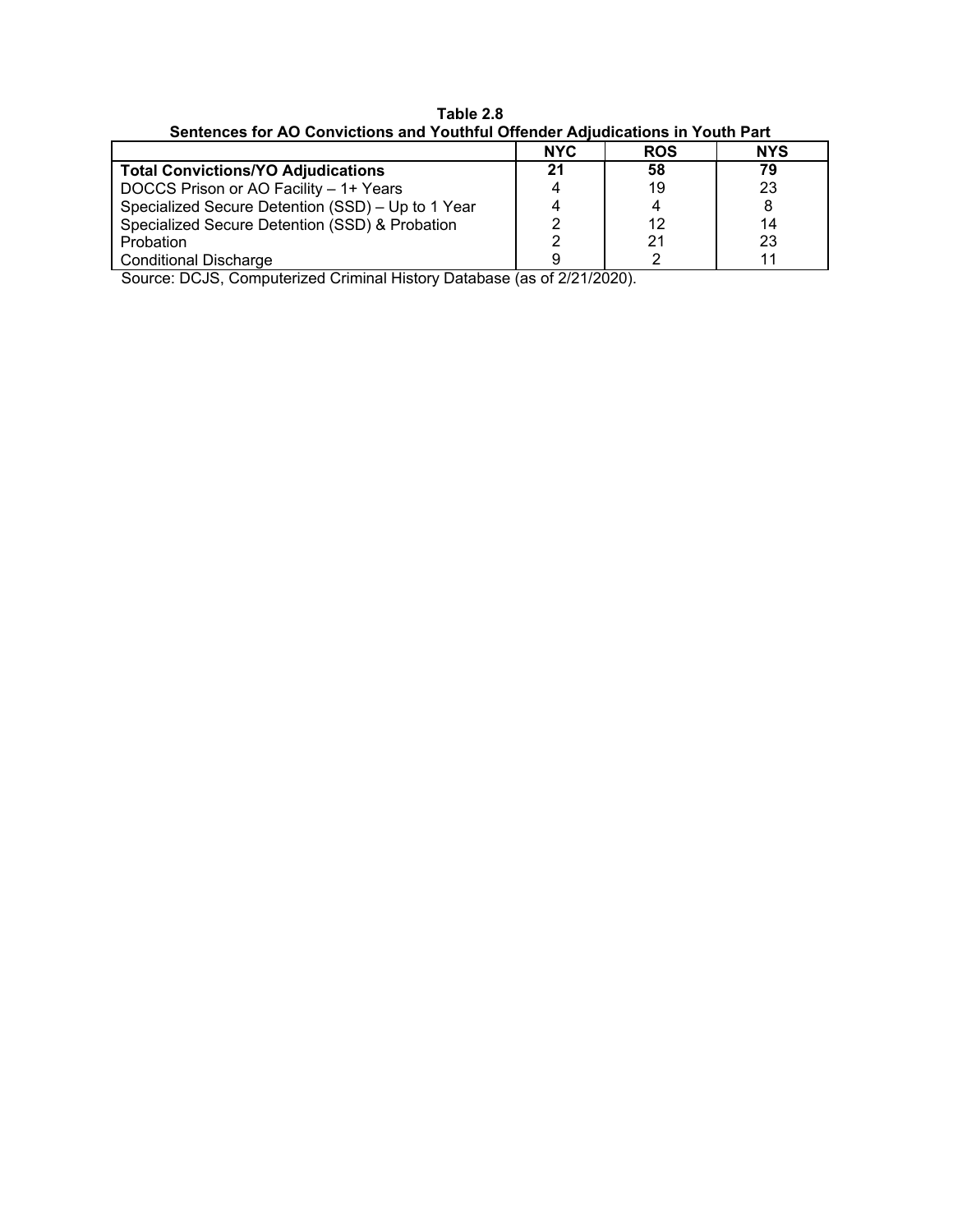**Table 2.8**
**Sentences for AO Convictions and Youthful Offender Adjudications in Youth Part**

| | NYC | ROS | NYS |
|---|---|---|---|
| **Total Convictions/YO Adjudications** | **21** | **58** | **79** |
| DOCCS Prison or AO Facility – 1+ Years | 4 | 19 | 23 |
| Specialized Secure Detention (SSD) – Up to 1 Year | 4 | 4 | 8 |
| Specialized Secure Detention (SSD) & Probation | 2 | 12 | 14 |
| Probation | 2 | 21 | 23 |
| Conditional Discharge | 9 | 2 | 11 |

Source: DCJS, Computerized Criminal History Database (as of 2/21/2020).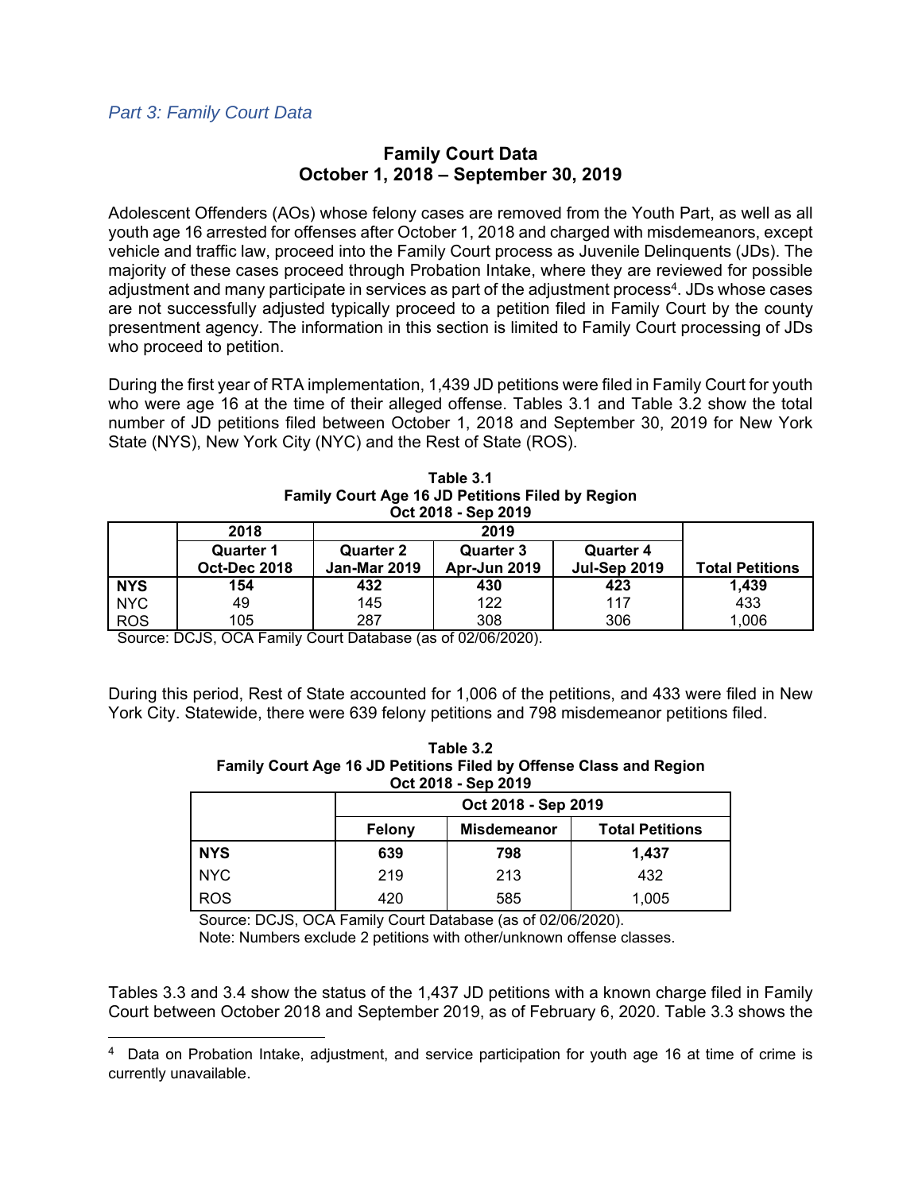*Part 3: Family Court Data*

## Family Court Data
## October 1, 2018 – September 30, 2019

Adolescent Offenders (AOs) whose felony cases are removed from the Youth Part, as well as all youth age 16 arrested for offenses after October 1, 2018 and charged with misdemeanors, except vehicle and traffic law, proceed into the Family Court process as Juvenile Delinquents (JDs). The majority of these cases proceed through Probation Intake, where they are reviewed for possible adjustment and many participate in services as part of the adjustment process[4]. JDs whose cases are not successfully adjusted typically proceed to a petition filed in Family Court by the county presentment agency. The information in this section is limited to Family Court processing of JDs who proceed to petition.

During the first year of RTA implementation, 1,439 JD petitions were filed in Family Court for youth who were age 16 at the time of their alleged offense. Tables 3.1 and Table 3.2 show the total number of JD petitions filed between October 1, 2018 and September 30, 2019 for New York State (NYS), New York City (NYC) and the Rest of State (ROS).

**Table 3.1**
**Family Court Age 16 JD Petitions Filed by Region**
**Oct 2018 - Sep 2019**

| | 2018 | 2019 | | | |
|---|---|---|---|---|---|
| | Quarter 1 Oct-Dec 2018 | Quarter 2 Jan-Mar 2019 | Quarter 3 Apr-Jun 2019 | Quarter 4 Jul-Sep 2019 | Total Petitions |
| **NYS** | **154** | **432** | **430** | **423** | **1,439** |
| NYC | 49 | 145 | 122 | 117 | 433 |
| ROS | 105 | 287 | 308 | 306 | 1,006 |

Source: DCJS, OCA Family Court Database (as of 02/06/2020).

During this period, Rest of State accounted for 1,006 of the petitions, and 433 were filed in New York City. Statewide, there were 639 felony petitions and 798 misdemeanor petitions filed.

**Table 3.2**
**Family Court Age 16 JD Petitions Filed by Offense Class and Region**
**Oct 2018 - Sep 2019**

| | Oct 2018 - Sep 2019 | | |
|---|---|---|---|
| | Felony | Misdemeanor | Total Petitions |
| **NYS** | **639** | **798** | **1,437** |
| NYC | 219 | 213 | 432 |
| ROS | 420 | 585 | 1,005 |

Source: DCJS, OCA Family Court Database (as of 02/06/2020).
Note: Numbers exclude 2 petitions with other/unknown offense classes.

Tables 3.3 and 3.4 show the status of the 1,437 JD petitions with a known charge filed in Family Court between October 2018 and September 2019, as of February 6, 2020. Table 3.3 shows the

[4] Data on Probation Intake, adjustment, and service participation for youth age 16 at time of crime is currently unavailable.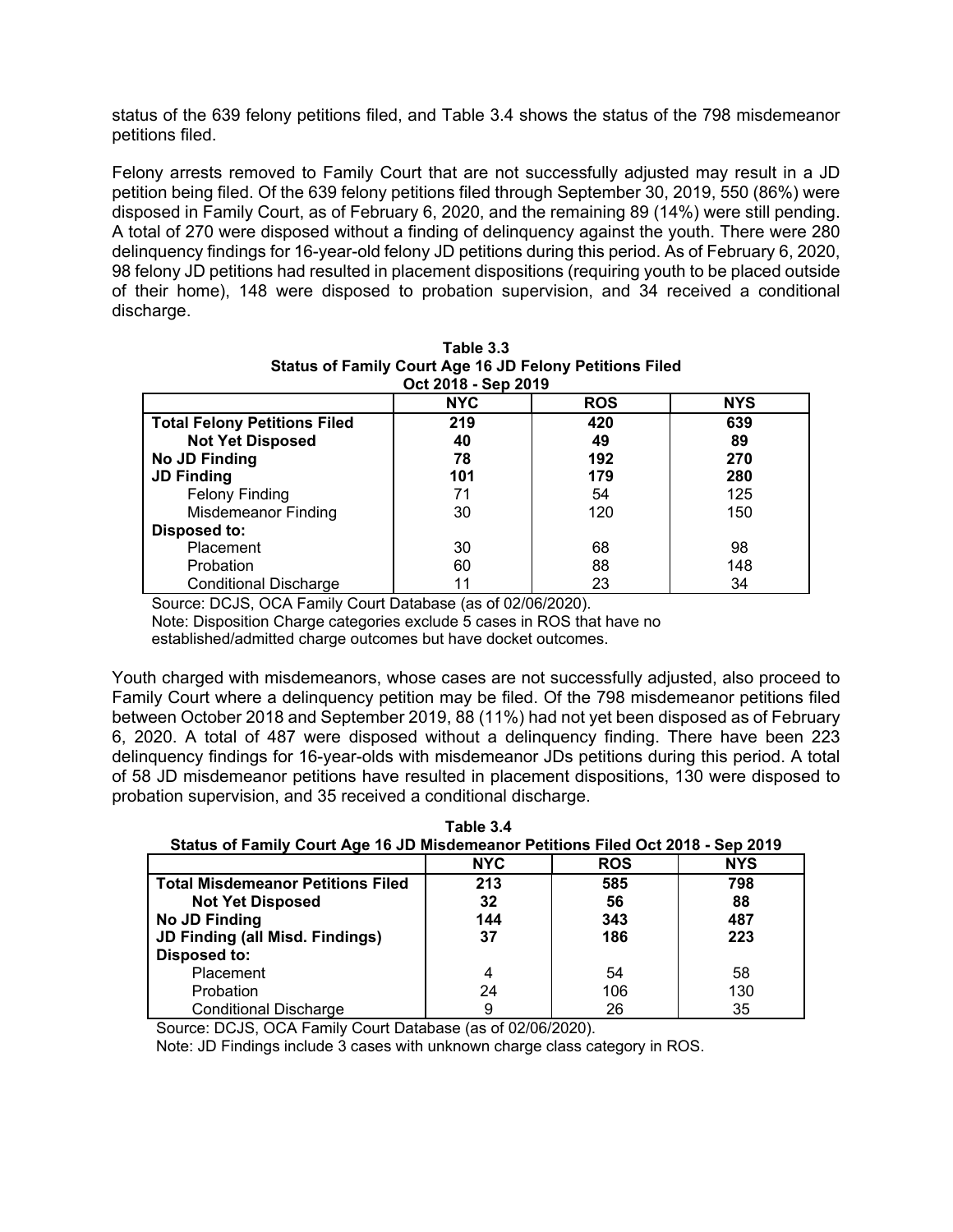status of the 639 felony petitions filed, and Table 3.4 shows the status of the 798 misdemeanor petitions filed.

Felony arrests removed to Family Court that are not successfully adjusted may result in a JD petition being filed. Of the 639 felony petitions filed through September 30, 2019, 550 (86%) were disposed in Family Court, as of February 6, 2020, and the remaining 89 (14%) were still pending. A total of 270 were disposed without a finding of delinquency against the youth. There were 280 delinquency findings for 16-year-old felony JD petitions during this period. As of February 6, 2020, 98 felony JD petitions had resulted in placement dispositions (requiring youth to be placed outside of their home), 148 were disposed to probation supervision, and 34 received a conditional discharge.

**Table 3.3**
**Status of Family Court Age 16 JD Felony Petitions Filed**
**Oct 2018 - Sep 2019**

| | NYC | ROS | NYS |
|---|---|---|---|
| **Total Felony Petitions Filed** | **219** | **420** | **639** |
| **Not Yet Disposed** | **40** | **49** | **89** |
| **No JD Finding** | **78** | **192** | **270** |
| **JD Finding** | **101** | **179** | **280** |
| Felony Finding | 71 | 54 | 125 |
| Misdemeanor Finding | 30 | 120 | 150 |
| **Disposed to:** | | | |
| Placement | 30 | 68 | 98 |
| Probation | 60 | 88 | 148 |
| Conditional Discharge | 11 | 23 | 34 |

Source: DCJS, OCA Family Court Database (as of 02/06/2020).
Note: Disposition Charge categories exclude 5 cases in ROS that have no established/admitted charge outcomes but have docket outcomes.

Youth charged with misdemeanors, whose cases are not successfully adjusted, also proceed to Family Court where a delinquency petition may be filed. Of the 798 misdemeanor petitions filed between October 2018 and September 2019, 88 (11%) had not yet been disposed as of February 6, 2020. A total of 487 were disposed without a delinquency finding. There have been 223 delinquency findings for 16-year-olds with misdemeanor JDs petitions during this period. A total of 58 JD misdemeanor petitions have resulted in placement dispositions, 130 were disposed to probation supervision, and 35 received a conditional discharge.

**Table 3.4**
**Status of Family Court Age 16 JD Misdemeanor Petitions Filed Oct 2018 - Sep 2019**

| | NYC | ROS | NYS |
|---|---|---|---|
| **Total Misdemeanor Petitions Filed** | **213** | **585** | **798** |
| **Not Yet Disposed** | **32** | **56** | **88** |
| **No JD Finding** | **144** | **343** | **487** |
| **JD Finding (all Misd. Findings)** | **37** | **186** | **223** |
| **Disposed to:** | | | |
| Placement | 4 | 54 | 58 |
| Probation | 24 | 106 | 130 |
| Conditional Discharge | 9 | 26 | 35 |

Source: DCJS, OCA Family Court Database (as of 02/06/2020).
Note: JD Findings include 3 cases with unknown charge class category in ROS.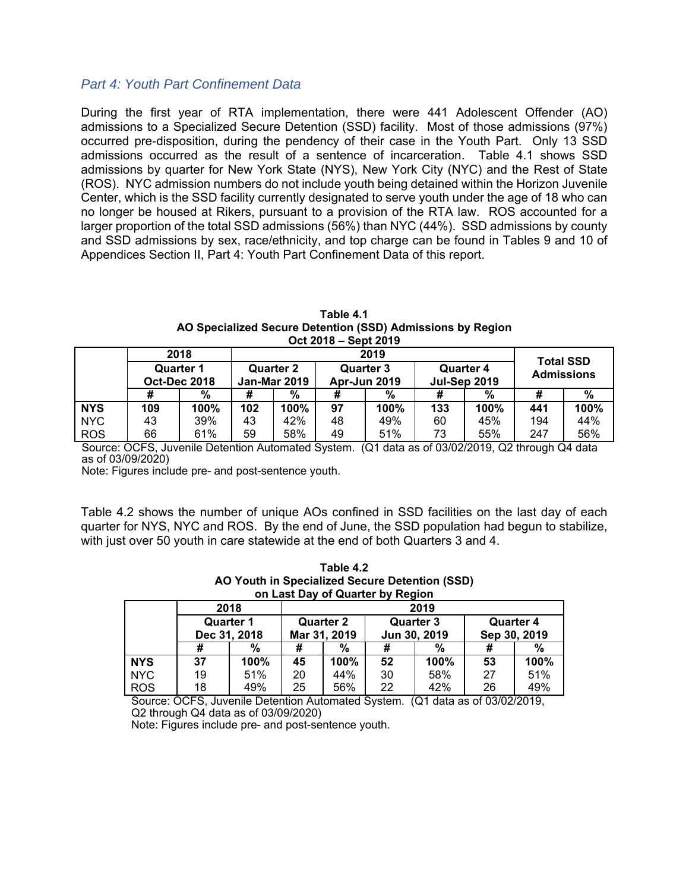*Part 4: Youth Part Confinement Data*

During the first year of RTA implementation, there were 441 Adolescent Offender (AO) admissions to a Specialized Secure Detention (SSD) facility. Most of those admissions (97%) occurred pre-disposition, during the pendency of their case in the Youth Part. Only 13 SSD admissions occurred as the result of a sentence of incarceration. Table 4.1 shows SSD admissions by quarter for New York State (NYS), New York City (NYC) and the Rest of State (ROS). NYC admission numbers do not include youth being detained within the Horizon Juvenile Center, which is the SSD facility currently designated to serve youth under the age of 18 who can no longer be housed at Rikers, pursuant to a provision of the RTA law. ROS accounted for a larger proportion of the total SSD admissions (56%) than NYC (44%). SSD admissions by county and SSD admissions by sex, race/ethnicity, and top charge can be found in Tables 9 and 10 of Appendices Section II, Part 4: Youth Part Confinement Data of this report.

**Table 4.1**
**AO Specialized Secure Detention (SSD) Admissions by Region**
**Oct 2018 – Sept 2019**

| | 2018 | | 2019 | | | | | | Total SSD Admissions | |
|---|---|---|---|---|---|---|---|---|---|---|
| | Quarter 1 Oct-Dec 2018 | | Quarter 2 Jan-Mar 2019 | | Quarter 3 Apr-Jun 2019 | | Quarter 4 Jul-Sep 2019 | | | |
| | # | % | # | % | # | % | # | % | # | % |
| **NYS** | **109** | **100%** | **102** | **100%** | **97** | **100%** | **133** | **100%** | **441** | **100%** |
| NYC | 43 | 39% | 43 | 42% | 48 | 49% | 60 | 45% | 194 | 44% |
| ROS | 66 | 61% | 59 | 58% | 49 | 51% | 73 | 55% | 247 | 56% |

Source: OCFS, Juvenile Detention Automated System. (Q1 data as of 03/02/2019, Q2 through Q4 data as of 03/09/2020)
Note: Figures include pre- and post-sentence youth.

Table 4.2 shows the number of unique AOs confined in SSD facilities on the last day of each quarter for NYS, NYC and ROS. By the end of June, the SSD population had begun to stabilize, with just over 50 youth in care statewide at the end of both Quarters 3 and 4.

**Table 4.2**
**AO Youth in Specialized Secure Detention (SSD)**
**on Last Day of Quarter by Region**

| | 2018 | | 2019 | | | | | |
|---|---|---|---|---|---|---|---|---|
| | Quarter 1 Dec 31, 2018 | | Quarter 2 Mar 31, 2019 | | Quarter 3 Jun 30, 2019 | | Quarter 4 Sep 30, 2019 | |
| | # | % | # | % | # | % | # | % |
| **NYS** | **37** | **100%** | **45** | **100%** | **52** | **100%** | **53** | **100%** |
| NYC | 19 | 51% | 20 | 44% | 30 | 58% | 27 | 51% |
| ROS | 18 | 49% | 25 | 56% | 22 | 42% | 26 | 49% |

Source: OCFS, Juvenile Detention Automated System. (Q1 data as of 03/02/2019, Q2 through Q4 data as of 03/09/2020)
Note: Figures include pre- and post-sentence youth.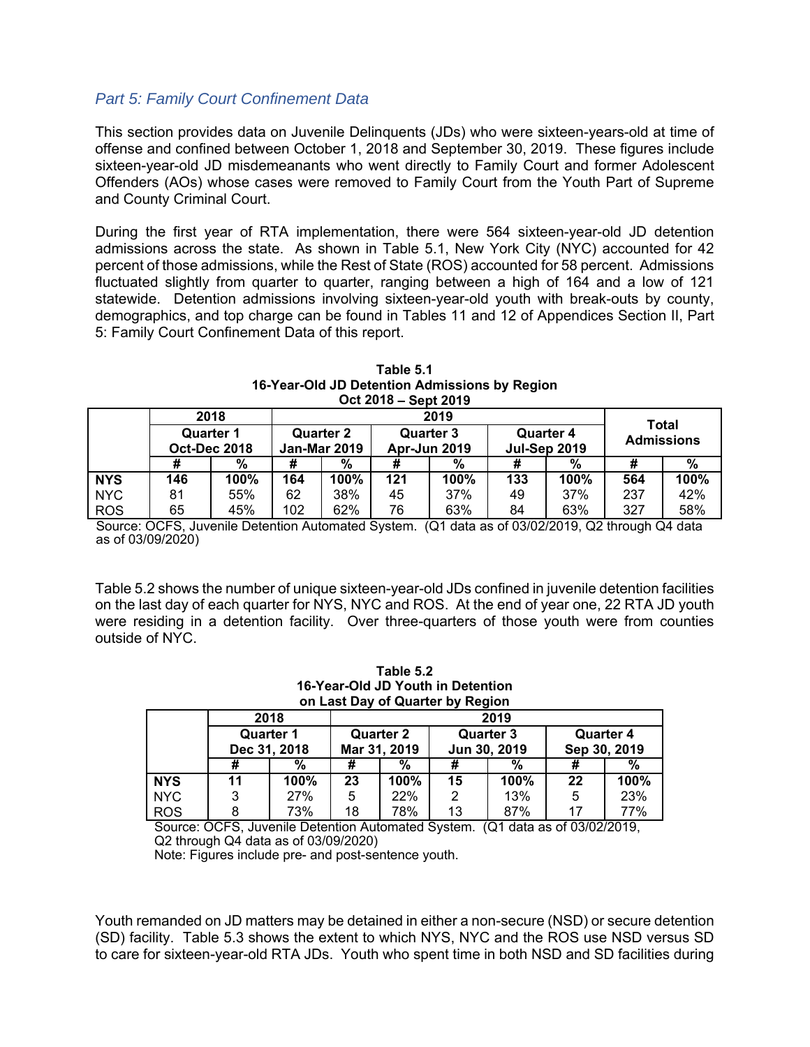## *Part 5: Family Court Confinement Data*

This section provides data on Juvenile Delinquents (JDs) who were sixteen-years-old at time of offense and confined between October 1, 2018 and September 30, 2019. These figures include sixteen-year-old JD misdemeanants who went directly to Family Court and former Adolescent Offenders (AOs) whose cases were removed to Family Court from the Youth Part of Supreme and County Criminal Court.

During the first year of RTA implementation, there were 564 sixteen-year-old JD detention admissions across the state. As shown in Table 5.1, New York City (NYC) accounted for 42 percent of those admissions, while the Rest of State (ROS) accounted for 58 percent. Admissions fluctuated slightly from quarter to quarter, ranging between a high of 164 and a low of 121 statewide. Detention admissions involving sixteen-year-old youth with break-outs by county, demographics, and top charge can be found in Tables 11 and 12 of Appendices Section II, Part 5: Family Court Confinement Data of this report.

**Table 5.1**
**16-Year-Old JD Detention Admissions by Region**
**Oct 2018 – Sept 2019**

| | 2018 | | 2019 | | | | | | Total Admissions | |
|---|---|---|---|---|---|---|---|---|---|---|
| | Quarter 1 Oct-Dec 2018 | | Quarter 2 Jan-Mar 2019 | | Quarter 3 Apr-Jun 2019 | | Quarter 4 Jul-Sep 2019 | | | |
| | # | % | # | % | # | % | # | % | # | % |
| **NYS** | **146** | **100%** | **164** | **100%** | **121** | **100%** | **133** | **100%** | **564** | **100%** |
| NYC | 81 | 55% | 62 | 38% | 45 | 37% | 49 | 37% | 237 | 42% |
| ROS | 65 | 45% | 102 | 62% | 76 | 63% | 84 | 63% | 327 | 58% |

Source: OCFS, Juvenile Detention Automated System. (Q1 data as of 03/02/2019, Q2 through Q4 data as of 03/09/2020)

Table 5.2 shows the number of unique sixteen-year-old JDs confined in juvenile detention facilities on the last day of each quarter for NYS, NYC and ROS. At the end of year one, 22 RTA JD youth were residing in a detention facility. Over three-quarters of those youth were from counties outside of NYC.

**Table 5.2**
**16-Year-Old JD Youth in Detention**
**on Last Day of Quarter by Region**

| | 2018 | | 2019 | | | | | |
|---|---|---|---|---|---|---|---|---|
| | Quarter 1 Dec 31, 2018 | | Quarter 2 Mar 31, 2019 | | Quarter 3 Jun 30, 2019 | | Quarter 4 Sep 30, 2019 | |
| | # | % | # | % | # | % | # | % |
| **NYS** | **11** | **100%** | **23** | **100%** | **15** | **100%** | **22** | **100%** |
| NYC | 3 | 27% | 5 | 22% | 2 | 13% | 5 | 23% |
| ROS | 8 | 73% | 18 | 78% | 13 | 87% | 17 | 77% |

Source: OCFS, Juvenile Detention Automated System. (Q1 data as of 03/02/2019, Q2 through Q4 data as of 03/09/2020)
Note: Figures include pre- and post-sentence youth.

Youth remanded on JD matters may be detained in either a non-secure (NSD) or secure detention (SD) facility. Table 5.3 shows the extent to which NYS, NYC and the ROS use NSD versus SD to care for sixteen-year-old RTA JDs. Youth who spent time in both NSD and SD facilities during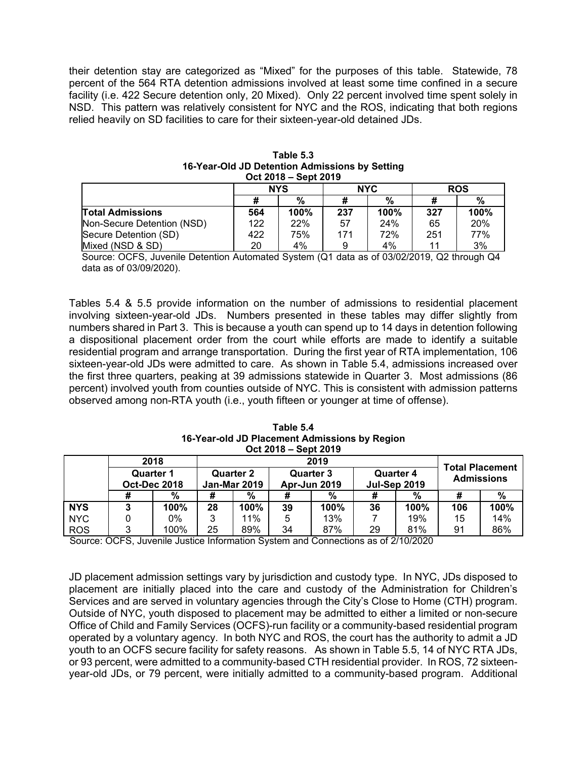their detention stay are categorized as "Mixed" for the purposes of this table. Statewide, 78 percent of the 564 RTA detention admissions involved at least some time confined in a secure facility (i.e. 422 Secure detention only, 20 Mixed). Only 22 percent involved time spent solely in NSD. This pattern was relatively consistent for NYC and the ROS, indicating that both regions relied heavily on SD facilities to care for their sixteen-year-old detained JDs.

**Table 5.3**
**16-Year-Old JD Detention Admissions by Setting**
**Oct 2018 – Sept 2019**

| | NYS | | NYC | | ROS | |
|---|---|---|---|---|---|---|
| | # | % | # | % | # | % |
| **Total Admissions** | **564** | **100%** | **237** | **100%** | **327** | **100%** |
| Non-Secure Detention (NSD) | 122 | 22% | 57 | 24% | 65 | 20% |
| Secure Detention (SD) | 422 | 75% | 171 | 72% | 251 | 77% |
| Mixed (NSD & SD) | 20 | 4% | 9 | 4% | 11 | 3% |

Source: OCFS, Juvenile Detention Automated System (Q1 data as of 03/02/2019, Q2 through Q4 data as of 03/09/2020).

Tables 5.4 & 5.5 provide information on the number of admissions to residential placement involving sixteen-year-old JDs. Numbers presented in these tables may differ slightly from numbers shared in Part 3. This is because a youth can spend up to 14 days in detention following a dispositional placement order from the court while efforts are made to identify a suitable residential program and arrange transportation. During the first year of RTA implementation, 106 sixteen-year-old JDs were admitted to care. As shown in Table 5.4, admissions increased over the first three quarters, peaking at 39 admissions statewide in Quarter 3. Most admissions (86 percent) involved youth from counties outside of NYC. This is consistent with admission patterns observed among non-RTA youth (i.e., youth fifteen or younger at time of offense).

**Table 5.4**
**16-Year-old JD Placement Admissions by Region**
**Oct 2018 – Sept 2019**

| | 2018 | | 2019 | | | | | | Total Placement Admissions | |
|---|---|---|---|---|---|---|---|---|---|---|
| | Quarter 1 Oct-Dec 2018 | | Quarter 2 Jan-Mar 2019 | | Quarter 3 Apr-Jun 2019 | | Quarter 4 Jul-Sep 2019 | | | |
| | # | % | # | % | # | % | # | % | # | % |
| **NYS** | **3** | **100%** | **28** | **100%** | **39** | **100%** | **36** | **100%** | **106** | **100%** |
| NYC | 0 | 0% | 3 | 11% | 5 | 13% | 7 | 19% | 15 | 14% |
| ROS | 3 | 100% | 25 | 89% | 34 | 87% | 29 | 81% | 91 | 86% |

Source: OCFS, Juvenile Justice Information System and Connections as of 2/10/2020

JD placement admission settings vary by jurisdiction and custody type. In NYC, JDs disposed to placement are initially placed into the care and custody of the Administration for Children's Services and are served in voluntary agencies through the City's Close to Home (CTH) program. Outside of NYC, youth disposed to placement may be admitted to either a limited or non-secure Office of Child and Family Services (OCFS)-run facility or a community-based residential program operated by a voluntary agency. In both NYC and ROS, the court has the authority to admit a JD youth to an OCFS secure facility for safety reasons. As shown in Table 5.5, 14 of NYC RTA JDs, or 93 percent, were admitted to a community-based CTH residential provider. In ROS, 72 sixteen-year-old JDs, or 79 percent, were initially admitted to a community-based program. Additional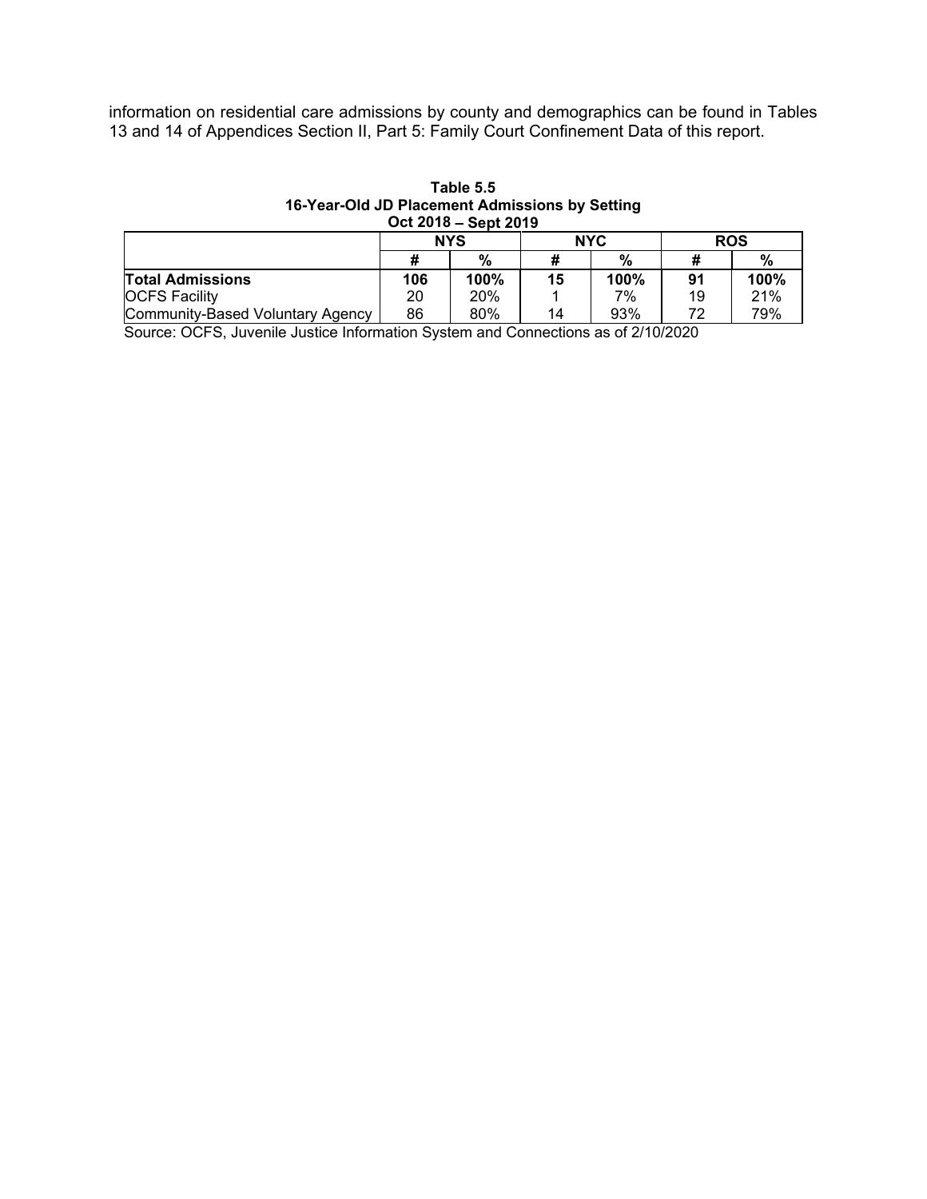information on residential care admissions by county and demographics can be found in Tables 13 and 14 of Appendices Section II, Part 5: Family Court Confinement Data of this report.

**Table 5.5**
**16-Year-Old JD Placement Admissions by Setting**
**Oct 2018 – Sept 2019**

| | NYS | | NYC | | ROS | |
|---|---|---|---|---|---|---|
| | # | % | # | % | # | % |
| **Total Admissions** | **106** | **100%** | **15** | **100%** | **91** | **100%** |
| OCFS Facility | 20 | 20% | 1 | 7% | 19 | 21% |
| Community-Based Voluntary Agency | 86 | 80% | 14 | 93% | 72 | 79% |

Source: OCFS, Juvenile Justice Information System and Connections as of 2/10/2020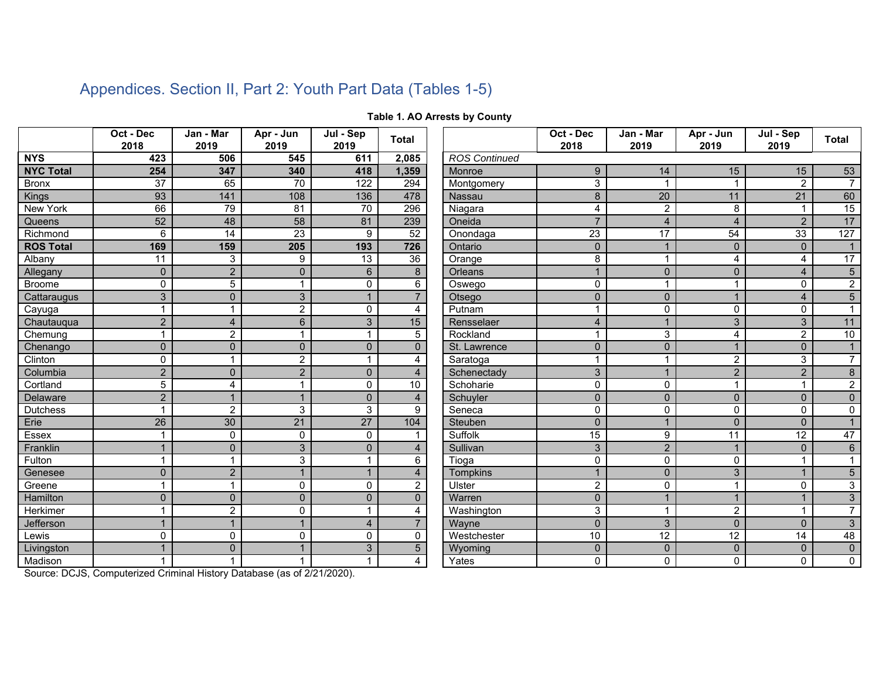## Appendices. Section II, Part 2: Youth Part Data (Tables 1-5)

**Table 1. AO Arrests by County**

| | Oct - Dec 2018 | Jan - Mar 2019 | Apr - Jun 2019 | Jul - Sep 2019 | Total |
|---|---|---|---|---|---|
| **NYS** | **423** | **506** | **545** | **611** | **2,085** |
| **NYC Total** | **254** | **347** | **340** | **418** | **1,359** |
| Bronx | 37 | 65 | 70 | 122 | 294 |
| Kings | 93 | 141 | 108 | 136 | 478 |
| New York | 66 | 79 | 81 | 70 | 296 |
| Queens | 52 | 48 | 58 | 81 | 239 |
| Richmond | 6 | 14 | 23 | 9 | 52 |
| **ROS Total** | **169** | **159** | **205** | **193** | **726** |
| Albany | 11 | 3 | 9 | 13 | 36 |
| Allegany | 0 | 2 | 0 | 6 | 8 |
| Broome | 0 | 5 | 1 | 0 | 6 |
| Cattaraugus | 3 | 0 | 3 | 1 | 7 |
| Cayuga | 1 | 1 | 2 | 0 | 4 |
| Chautauqua | 2 | 4 | 6 | 3 | 15 |
| Chemung | 1 | 2 | 1 | 1 | 5 |
| Chenango | 0 | 0 | 0 | 0 | 0 |
| Clinton | 0 | 1 | 2 | 1 | 4 |
| Columbia | 2 | 0 | 2 | 0 | 4 |
| Cortland | 5 | 4 | 1 | 0 | 10 |
| Delaware | 2 | 1 | 1 | 0 | 4 |
| Dutchess | 1 | 2 | 3 | 3 | 9 |
| Erie | 26 | 30 | 21 | 27 | 104 |
| Essex | 1 | 0 | 0 | 0 | 1 |
| Franklin | 1 | 0 | 3 | 0 | 4 |
| Fulton | 1 | 1 | 3 | 1 | 6 |
| Genesee | 0 | 2 | 1 | 1 | 4 |
| Greene | 1 | 1 | 0 | 0 | 2 |
| Hamilton | 0 | 0 | 0 | 0 | 0 |
| Herkimer | 1 | 2 | 0 | 1 | 4 |
| Jefferson | 1 | 1 | 1 | 4 | 7 |
| Lewis | 0 | 0 | 0 | 0 | 0 |
| Livingston | 1 | 0 | 1 | 3 | 5 |
| Madison | 1 | 1 | 1 | 1 | 4 |
| *ROS Continued* | | | | | |
| Monroe | 9 | 14 | 15 | 15 | 53 |
| Montgomery | 3 | 1 | 1 | 2 | 7 |
| Nassau | 8 | 20 | 11 | 21 | 60 |
| Niagara | 4 | 2 | 8 | 1 | 15 |
| Oneida | 7 | 4 | 4 | 2 | 17 |
| Onondaga | 23 | 17 | 54 | 33 | 127 |
| Ontario | 0 | 1 | 0 | 0 | 1 |
| Orange | 8 | 1 | 4 | 4 | 17 |
| Orleans | 1 | 0 | 0 | 4 | 5 |
| Oswego | 0 | 1 | 1 | 0 | 2 |
| Otsego | 0 | 0 | 1 | 4 | 5 |
| Putnam | 1 | 0 | 0 | 0 | 1 |
| Rensselaer | 4 | 1 | 3 | 3 | 11 |
| Rockland | 1 | 3 | 4 | 2 | 10 |
| St. Lawrence | 0 | 0 | 1 | 0 | 1 |
| Saratoga | 1 | 1 | 2 | 3 | 7 |
| Schenectady | 3 | 1 | 2 | 2 | 8 |
| Schoharie | 0 | 0 | 1 | 1 | 2 |
| Schuyler | 0 | 0 | 0 | 0 | 0 |
| Seneca | 0 | 0 | 0 | 0 | 0 |
| Steuben | 0 | 1 | 0 | 0 | 1 |
| Suffolk | 15 | 9 | 11 | 12 | 47 |
| Sullivan | 3 | 2 | 1 | 0 | 6 |
| Tioga | 0 | 0 | 0 | 1 | 1 |
| Tompkins | 1 | 0 | 3 | 1 | 5 |
| Ulster | 2 | 0 | 1 | 0 | 3 |
| Warren | 0 | 1 | 1 | 1 | 3 |
| Washington | 3 | 1 | 2 | 1 | 7 |
| Wayne | 0 | 3 | 0 | 0 | 3 |
| Westchester | 10 | 12 | 12 | 14 | 48 |
| Wyoming | 0 | 0 | 0 | 0 | 0 |
| Yates | 0 | 0 | 0 | 0 | 0 |

Source: DCJS, Computerized Criminal History Database (as of 2/21/2020).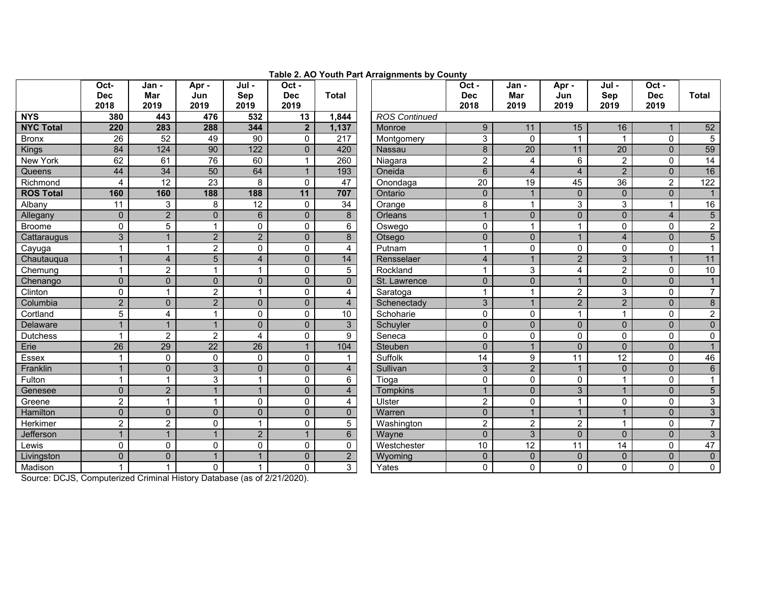**Table 2. AO Youth Part Arraignments by County**

| | Oct-Dec 2018 | Jan - Mar 2019 | Apr - Jun 2019 | Jul - Sep 2019 | Oct - Dec 2019 | Total |
|---|---|---|---|---|---|---|
| **NYS** | **380** | **443** | **476** | **532** | **13** | **1,844** |
| **NYC Total** | **220** | **283** | **288** | **344** | **2** | **1,137** |
| Bronx | 26 | 52 | 49 | 90 | 0 | 217 |
| Kings | 84 | 124 | 90 | 122 | 0 | 420 |
| New York | 62 | 61 | 76 | 60 | 1 | 260 |
| Queens | 44 | 34 | 50 | 64 | 1 | 193 |
| Richmond | 4 | 12 | 23 | 8 | 0 | 47 |
| **ROS Total** | **160** | **160** | **188** | **188** | **11** | **707** |
| Albany | 11 | 3 | 8 | 12 | 0 | 34 |
| Allegany | 0 | 2 | 0 | 6 | 0 | 8 |
| Broome | 0 | 5 | 1 | 0 | 0 | 6 |
| Cattaraugus | 3 | 1 | 2 | 2 | 0 | 8 |
| Cayuga | 1 | 1 | 2 | 0 | 0 | 4 |
| Chautauqua | 1 | 4 | 5 | 4 | 0 | 14 |
| Chemung | 1 | 2 | 1 | 1 | 0 | 5 |
| Chenango | 0 | 0 | 0 | 0 | 0 | 0 |
| Clinton | 0 | 1 | 2 | 1 | 0 | 4 |
| Columbia | 2 | 0 | 2 | 0 | 0 | 4 |
| Cortland | 5 | 4 | 1 | 0 | 0 | 10 |
| Delaware | 1 | 1 | 1 | 0 | 0 | 3 |
| Dutchess | 1 | 2 | 2 | 4 | 0 | 9 |
| Erie | 26 | 29 | 22 | 26 | 1 | 104 |
| Essex | 1 | 0 | 0 | 0 | 0 | 1 |
| Franklin | 1 | 0 | 3 | 0 | 0 | 4 |
| Fulton | 1 | 1 | 3 | 1 | 0 | 6 |
| Genesee | 0 | 2 | 1 | 1 | 0 | 4 |
| Greene | 2 | 1 | 1 | 0 | 0 | 4 |
| Hamilton | 0 | 0 | 0 | 0 | 0 | 0 |
| Herkimer | 2 | 2 | 0 | 1 | 0 | 5 |
| Jefferson | 1 | 1 | 1 | 2 | 1 | 6 |
| Lewis | 0 | 0 | 0 | 0 | 0 | 0 |
| Livingston | 0 | 0 | 1 | 1 | 0 | 2 |
| Madison | 1 | 1 | 0 | 1 | 0 | 3 |
| *ROS Continued* | | | | | | |
| Monroe | 9 | 11 | 15 | 16 | 1 | 52 |
| Montgomery | 3 | 0 | 1 | 1 | 0 | 5 |
| Nassau | 8 | 20 | 11 | 20 | 0 | 59 |
| Niagara | 2 | 4 | 6 | 2 | 0 | 14 |
| Oneida | 6 | 4 | 4 | 2 | 0 | 16 |
| Onondaga | 20 | 19 | 45 | 36 | 2 | 122 |
| Ontario | 0 | 1 | 0 | 0 | 0 | 1 |
| Orange | 8 | 1 | 3 | 3 | 1 | 16 |
| Orleans | 1 | 0 | 0 | 0 | 4 | 5 |
| Oswego | 0 | 1 | 1 | 0 | 0 | 2 |
| Otsego | 0 | 0 | 1 | 4 | 0 | 5 |
| Putnam | 1 | 0 | 0 | 0 | 0 | 1 |
| Rensselaer | 4 | 1 | 2 | 3 | 1 | 11 |
| Rockland | 1 | 3 | 4 | 2 | 0 | 10 |
| St. Lawrence | 0 | 0 | 1 | 0 | 0 | 1 |
| Saratoga | 1 | 1 | 2 | 3 | 0 | 7 |
| Schenectady | 3 | 1 | 2 | 2 | 0 | 8 |
| Schoharie | 0 | 0 | 1 | 1 | 0 | 2 |
| Schuyler | 0 | 0 | 0 | 0 | 0 | 0 |
| Seneca | 0 | 0 | 0 | 0 | 0 | 0 |
| Steuben | 0 | 1 | 0 | 0 | 0 | 1 |
| Suffolk | 14 | 9 | 11 | 12 | 0 | 46 |
| Sullivan | 3 | 2 | 1 | 0 | 0 | 6 |
| Tioga | 0 | 0 | 0 | 1 | 0 | 1 |
| Tompkins | 1 | 0 | 3 | 1 | 0 | 5 |
| Ulster | 2 | 0 | 1 | 0 | 0 | 3 |
| Warren | 0 | 1 | 1 | 1 | 0 | 3 |
| Washington | 2 | 2 | 2 | 1 | 0 | 7 |
| Wayne | 0 | 3 | 0 | 0 | 0 | 3 |
| Westchester | 10 | 12 | 11 | 14 | 0 | 47 |
| Wyoming | 0 | 0 | 0 | 0 | 0 | 0 |
| Yates | 0 | 0 | 0 | 0 | 0 | 0 |

Source: DCJS, Computerized Criminal History Database (as of 2/21/2020).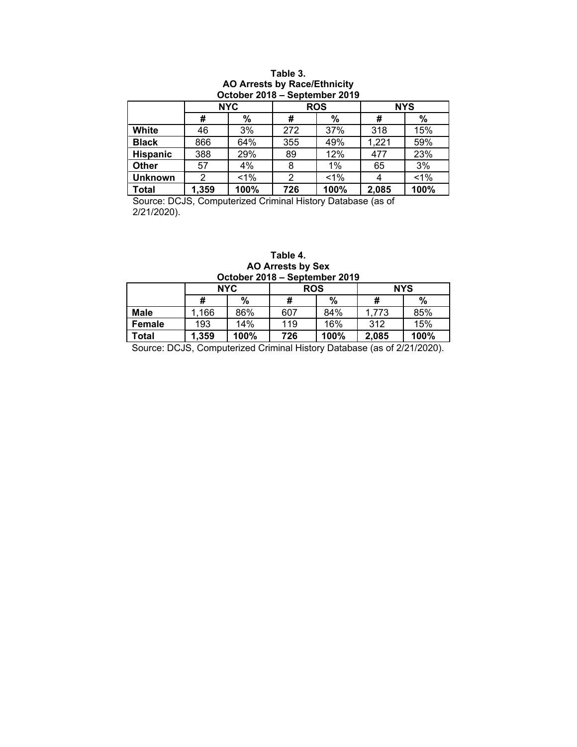**Table 3.**
**AO Arrests by Race/Ethnicity**
**October 2018 – September 2019**

| | NYC | | ROS | | NYS | |
|---|---|---|---|---|---|---|
| | # | % | # | % | # | % |
| **White** | 46 | 3% | 272 | 37% | 318 | 15% |
| **Black** | 866 | 64% | 355 | 49% | 1,221 | 59% |
| **Hispanic** | 388 | 29% | 89 | 12% | 477 | 23% |
| **Other** | 57 | 4% | 8 | 1% | 65 | 3% |
| **Unknown** | 2 | <1% | 2 | <1% | 4 | <1% |
| **Total** | **1,359** | **100%** | **726** | **100%** | **2,085** | **100%** |

Source: DCJS, Computerized Criminal History Database (as of 2/21/2020).

**Table 4.**
**AO Arrests by Sex**
**October 2018 – September 2019**

| | NYC | | ROS | | NYS | |
|---|---|---|---|---|---|---|
| | # | % | # | % | # | % |
| **Male** | 1,166 | 86% | 607 | 84% | 1,773 | 85% |
| **Female** | 193 | 14% | 119 | 16% | 312 | 15% |
| **Total** | **1,359** | **100%** | **726** | **100%** | **2,085** | **100%** |

Source: DCJS, Computerized Criminal History Database (as of 2/21/2020).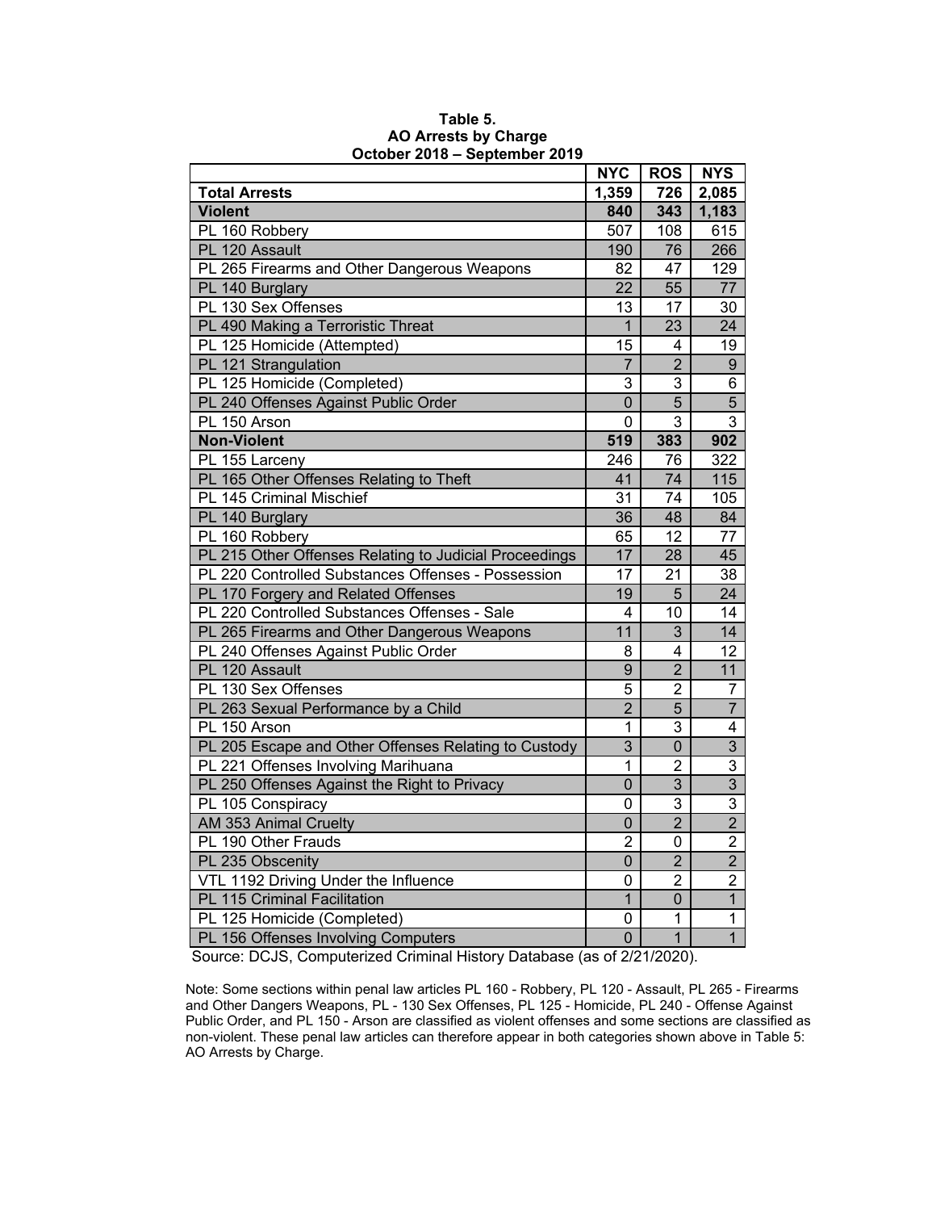**Table 5.**
**AO Arrests by Charge**
**October 2018 – September 2019**

| | NYC | ROS | NYS |
|---|---|---|---|
| **Total Arrests** | **1,359** | **726** | **2,085** |
| **Violent** | **840** | **343** | **1,183** |
| PL 160 Robbery | 507 | 108 | 615 |
| PL 120 Assault | 190 | 76 | 266 |
| PL 265 Firearms and Other Dangerous Weapons | 82 | 47 | 129 |
| PL 140 Burglary | 22 | 55 | 77 |
| PL 130 Sex Offenses | 13 | 17 | 30 |
| PL 490 Making a Terroristic Threat | 1 | 23 | 24 |
| PL 125 Homicide (Attempted) | 15 | 4 | 19 |
| PL 121 Strangulation | 7 | 2 | 9 |
| PL 125 Homicide (Completed) | 3 | 3 | 6 |
| PL 240 Offenses Against Public Order | 0 | 5 | 5 |
| PL 150 Arson | 0 | 3 | 3 |
| **Non-Violent** | **519** | **383** | **902** |
| PL 155 Larceny | 246 | 76 | 322 |
| PL 165 Other Offenses Relating to Theft | 41 | 74 | 115 |
| PL 145 Criminal Mischief | 31 | 74 | 105 |
| PL 140 Burglary | 36 | 48 | 84 |
| PL 160 Robbery | 65 | 12 | 77 |
| PL 215 Other Offenses Relating to Judicial Proceedings | 17 | 28 | 45 |
| PL 220 Controlled Substances Offenses - Possession | 17 | 21 | 38 |
| PL 170 Forgery and Related Offenses | 19 | 5 | 24 |
| PL 220 Controlled Substances Offenses - Sale | 4 | 10 | 14 |
| PL 265 Firearms and Other Dangerous Weapons | 11 | 3 | 14 |
| PL 240 Offenses Against Public Order | 8 | 4 | 12 |
| PL 120 Assault | 9 | 2 | 11 |
| PL 130 Sex Offenses | 5 | 2 | 7 |
| PL 263 Sexual Performance by a Child | 2 | 5 | 7 |
| PL 150 Arson | 1 | 3 | 4 |
| PL 205 Escape and Other Offenses Relating to Custody | 3 | 0 | 3 |
| PL 221 Offenses Involving Marihuana | 1 | 2 | 3 |
| PL 250 Offenses Against the Right to Privacy | 0 | 3 | 3 |
| PL 105 Conspiracy | 0 | 3 | 3 |
| AM 353 Animal Cruelty | 0 | 2 | 2 |
| PL 190 Other Frauds | 2 | 0 | 2 |
| PL 235 Obscenity | 0 | 2 | 2 |
| VTL 1192 Driving Under the Influence | 0 | 2 | 2 |
| PL 115 Criminal Facilitation | 1 | 0 | 1 |
| PL 125 Homicide (Completed) | 0 | 1 | 1 |
| PL 156 Offenses Involving Computers | 0 | 1 | 1 |

Source: DCJS, Computerized Criminal History Database (as of 2/21/2020).

Note: Some sections within penal law articles PL 160 - Robbery, PL 120 - Assault, PL 265 - Firearms and Other Dangers Weapons, PL - 130 Sex Offenses, PL 125 - Homicide, PL 240 - Offense Against Public Order, and PL 150 - Arson are classified as violent offenses and some sections are classified as non-violent. These penal law articles can therefore appear in both categories shown above in Table 5: AO Arrests by Charge.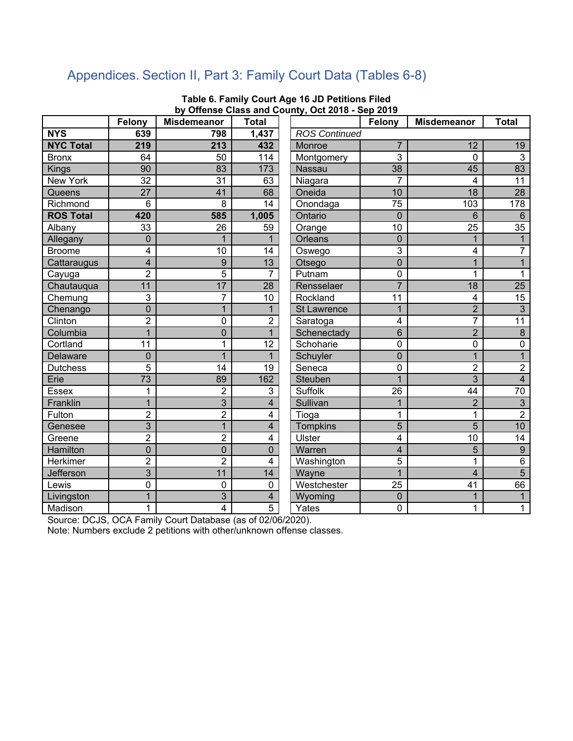## Appendices. Section II, Part 3: Family Court Data (Tables 6-8)

**Table 6. Family Court Age 16 JD Petitions Filed by Offense Class and County, Oct 2018 - Sep 2019**

| | Felony | Misdemeanor | Total | | Felony | Misdemeanor | Total |
|---|---|---|---|---|---|---|---|
| **NYS** | **639** | **798** | **1,437** | *ROS Continued* | | | |
| **NYC Total** | **219** | **213** | **432** | Monroe | 7 | 12 | 19 |
| Bronx | 64 | 50 | 114 | Montgomery | 3 | 0 | 3 |
| Kings | 90 | 83 | 173 | Nassau | 38 | 45 | 83 |
| New York | 32 | 31 | 63 | Niagara | 7 | 4 | 11 |
| Queens | 27 | 41 | 68 | Oneida | 10 | 18 | 28 |
| Richmond | 6 | 8 | 14 | Onondaga | 75 | 103 | 178 |
| **ROS Total** | **420** | **585** | **1,005** | Ontario | 0 | 6 | 6 |
| Albany | 33 | 26 | 59 | Orange | 10 | 25 | 35 |
| Allegany | 0 | 1 | 1 | Orleans | 0 | 1 | 1 |
| Broome | 4 | 10 | 14 | Oswego | 3 | 4 | 7 |
| Cattaraugus | 4 | 9 | 13 | Otsego | 0 | 1 | 1 |
| Cayuga | 2 | 5 | 7 | Putnam | 0 | 1 | 1 |
| Chautauqua | 11 | 17 | 28 | Rensselaer | 7 | 18 | 25 |
| Chemung | 3 | 7 | 10 | Rockland | 11 | 4 | 15 |
| Chenango | 0 | 1 | 1 | St Lawrence | 1 | 2 | 3 |
| Clinton | 2 | 0 | 2 | Saratoga | 4 | 7 | 11 |
| Columbia | 1 | 0 | 1 | Schenectady | 6 | 2 | 8 |
| Cortland | 11 | 1 | 12 | Schoharie | 0 | 0 | 0 |
| Delaware | 0 | 1 | 1 | Schuyler | 0 | 1 | 1 |
| Dutchess | 5 | 14 | 19 | Seneca | 0 | 2 | 2 |
| Erie | 73 | 89 | 162 | Steuben | 1 | 3 | 4 |
| Essex | 1 | 2 | 3 | Suffolk | 26 | 44 | 70 |
| Franklin | 1 | 3 | 4 | Sullivan | 1 | 2 | 3 |
| Fulton | 2 | 2 | 4 | Tioga | 1 | 1 | 2 |
| Genesee | 3 | 1 | 4 | Tompkins | 5 | 5 | 10 |
| Greene | 2 | 2 | 4 | Ulster | 4 | 10 | 14 |
| Hamilton | 0 | 0 | 0 | Warren | 4 | 5 | 9 |
| Herkimer | 2 | 2 | 4 | Washington | 5 | 1 | 6 |
| Jefferson | 3 | 11 | 14 | Wayne | 1 | 4 | 5 |
| Lewis | 0 | 0 | 0 | Westchester | 25 | 41 | 66 |
| Livingston | 1 | 3 | 4 | Wyoming | 0 | 1 | 1 |
| Madison | 1 | 4 | 5 | Yates | 0 | 1 | 1 |

Source: DCJS, OCA Family Court Database (as of 02/06/2020).
Note: Numbers exclude 2 petitions with other/unknown offense classes.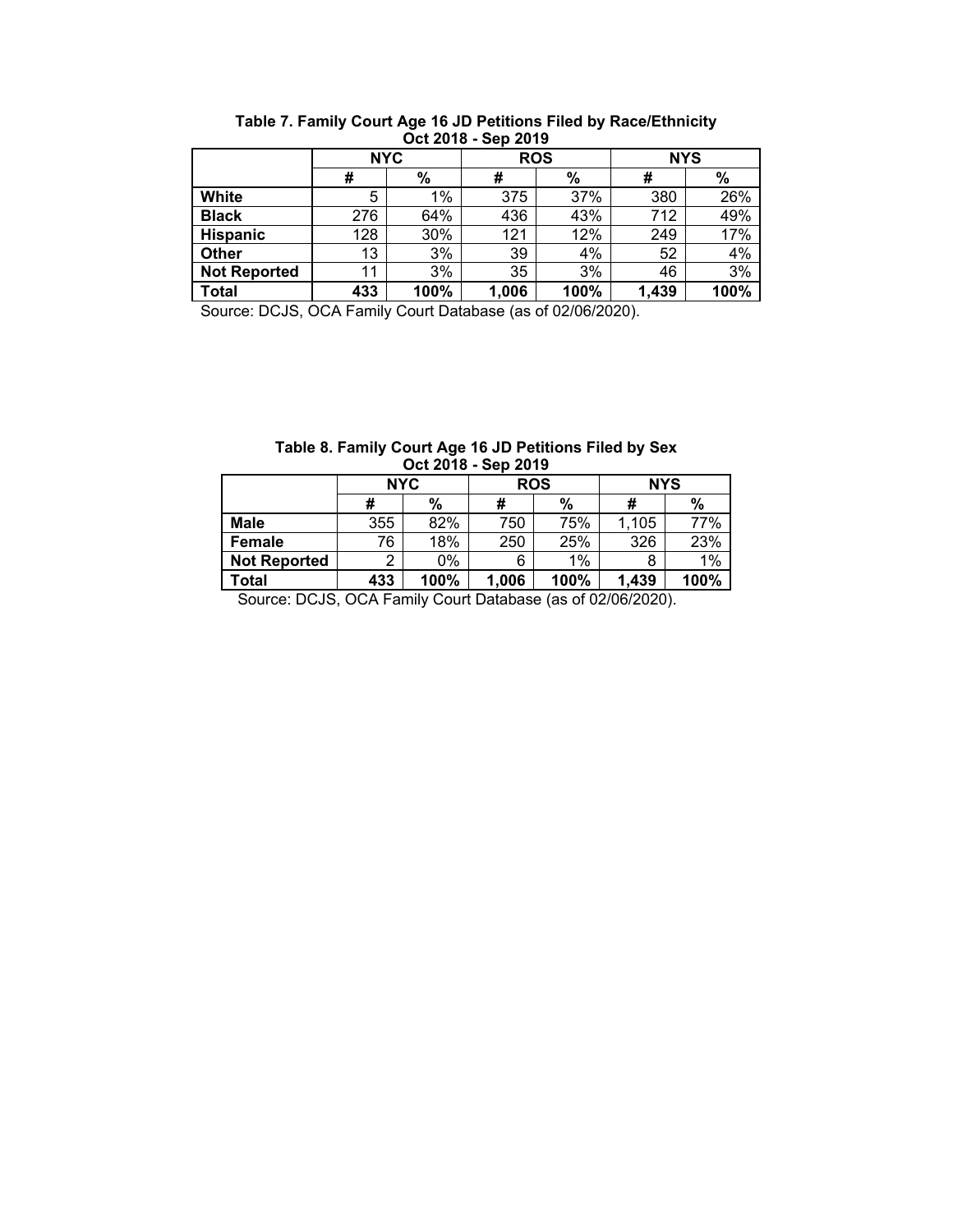**Table 7. Family Court Age 16 JD Petitions Filed by Race/Ethnicity**
**Oct 2018 - Sep 2019**

| | NYC | | ROS | | NYS | |
|---|---|---|---|---|---|---|
| | # | % | # | % | # | % |
| **White** | 5 | 1% | 375 | 37% | 380 | 26% |
| **Black** | 276 | 64% | 436 | 43% | 712 | 49% |
| **Hispanic** | 128 | 30% | 121 | 12% | 249 | 17% |
| **Other** | 13 | 3% | 39 | 4% | 52 | 4% |
| **Not Reported** | 11 | 3% | 35 | 3% | 46 | 3% |
| **Total** | **433** | **100%** | **1,006** | **100%** | **1,439** | **100%** |

Source: DCJS, OCA Family Court Database (as of 02/06/2020).

**Table 8. Family Court Age 16 JD Petitions Filed by Sex**
**Oct 2018 - Sep 2019**

| | NYC | | ROS | | NYS | |
|---|---|---|---|---|---|---|
| | # | % | # | % | # | % |
| **Male** | 355 | 82% | 750 | 75% | 1,105 | 77% |
| **Female** | 76 | 18% | 250 | 25% | 326 | 23% |
| **Not Reported** | 2 | 0% | 6 | 1% | 8 | 1% |
| **Total** | **433** | **100%** | **1,006** | **100%** | **1,439** | **100%** |

Source: DCJS, OCA Family Court Database (as of 02/06/2020).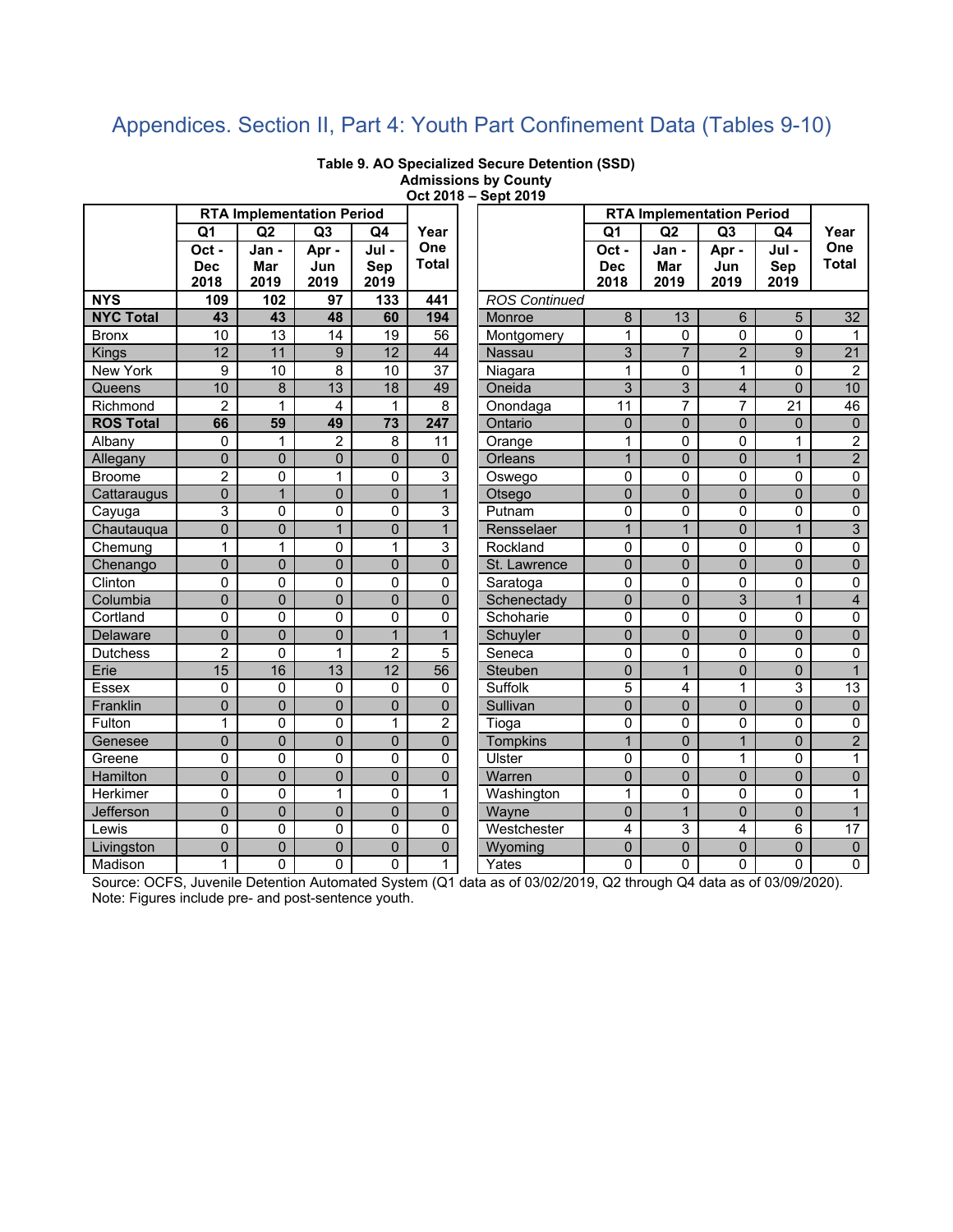# Appendices. Section II, Part 4: Youth Part Confinement Data (Tables 9-10)

**Table 9. AO Specialized Secure Detention (SSD) Admissions by County Oct 2018 – Sept 2019**

| | RTA Implementation Period | | | | | | RTA Implementation Period | | | | |
|---|---|---|---|---|---|---|---|---|---|---|---|
| | Q1 Oct - Dec 2018 | Q2 Jan - Mar 2019 | Q3 Apr - Jun 2019 | Q4 Jul - Sep 2019 | Year One Total | | Q1 Oct - Dec 2018 | Q2 Jan - Mar 2019 | Q3 Apr - Jun 2019 | Q4 Jul - Sep 2019 | Year One Total |
| **NYS** | **109** | **102** | **97** | **133** | **441** | *ROS Continued* | | | | | |
| **NYC Total** | **43** | **43** | **48** | **60** | **194** | Monroe | 8 | 13 | 6 | 5 | 32 |
| Bronx | 10 | 13 | 14 | 19 | 56 | Montgomery | 1 | 0 | 0 | 0 | 1 |
| Kings | 12 | 11 | 9 | 12 | 44 | Nassau | 3 | 7 | 2 | 9 | 21 |
| New York | 9 | 10 | 8 | 10 | 37 | Niagara | 1 | 0 | 1 | 0 | 2 |
| Queens | 10 | 8 | 13 | 18 | 49 | Oneida | 3 | 3 | 4 | 0 | 10 |
| Richmond | 2 | 1 | 4 | 1 | 8 | Onondaga | 11 | 7 | 7 | 21 | 46 |
| **ROS Total** | **66** | **59** | **49** | **73** | **247** | Ontario | 0 | 0 | 0 | 0 | 0 |
| Albany | 0 | 1 | 2 | 8 | 11 | Orange | 1 | 0 | 0 | 1 | 2 |
| Allegany | 0 | 0 | 0 | 0 | 0 | Orleans | 1 | 0 | 0 | 1 | 2 |
| Broome | 2 | 0 | 1 | 0 | 3 | Oswego | 0 | 0 | 0 | 0 | 0 |
| Cattaraugus | 0 | 1 | 0 | 0 | 1 | Otsego | 0 | 0 | 0 | 0 | 0 |
| Cayuga | 3 | 0 | 0 | 0 | 3 | Putnam | 0 | 0 | 0 | 0 | 0 |
| Chautauqua | 0 | 0 | 1 | 0 | 1 | Rensselaer | 1 | 1 | 0 | 1 | 3 |
| Chemung | 1 | 1 | 0 | 1 | 3 | Rockland | 0 | 0 | 0 | 0 | 0 |
| Chenango | 0 | 0 | 0 | 0 | 0 | St. Lawrence | 0 | 0 | 0 | 0 | 0 |
| Clinton | 0 | 0 | 0 | 0 | 0 | Saratoga | 0 | 0 | 0 | 0 | 0 |
| Columbia | 0 | 0 | 0 | 0 | 0 | Schenectady | 0 | 0 | 3 | 1 | 4 |
| Cortland | 0 | 0 | 0 | 0 | 0 | Schoharie | 0 | 0 | 0 | 0 | 0 |
| Delaware | 0 | 0 | 0 | 1 | 1 | Schuyler | 0 | 0 | 0 | 0 | 0 |
| Dutchess | 2 | 0 | 1 | 2 | 5 | Seneca | 0 | 0 | 0 | 0 | 0 |
| Erie | 15 | 16 | 13 | 12 | 56 | Steuben | 0 | 1 | 0 | 0 | 1 |
| Essex | 0 | 0 | 0 | 0 | 0 | Suffolk | 5 | 4 | 1 | 3 | 13 |
| Franklin | 0 | 0 | 0 | 0 | 0 | Sullivan | 0 | 0 | 0 | 0 | 0 |
| Fulton | 1 | 0 | 0 | 1 | 2 | Tioga | 0 | 0 | 0 | 0 | 0 |
| Genesee | 0 | 0 | 0 | 0 | 0 | Tompkins | 1 | 0 | 1 | 0 | 2 |
| Greene | 0 | 0 | 0 | 0 | 0 | Ulster | 0 | 0 | 1 | 0 | 1 |
| Hamilton | 0 | 0 | 0 | 0 | 0 | Warren | 0 | 0 | 0 | 0 | 0 |
| Herkimer | 0 | 0 | 1 | 0 | 1 | Washington | 1 | 0 | 0 | 0 | 1 |
| Jefferson | 0 | 0 | 0 | 0 | 0 | Wayne | 0 | 1 | 0 | 0 | 1 |
| Lewis | 0 | 0 | 0 | 0 | 0 | Westchester | 4 | 3 | 4 | 6 | 17 |
| Livingston | 0 | 0 | 0 | 0 | 0 | Wyoming | 0 | 0 | 0 | 0 | 0 |
| Madison | 1 | 0 | 0 | 0 | 1 | Yates | 0 | 0 | 0 | 0 | 0 |

Source: OCFS, Juvenile Detention Automated System (Q1 data as of 03/02/2019, Q2 through Q4 data as of 03/09/2020).
Note: Figures include pre- and post-sentence youth.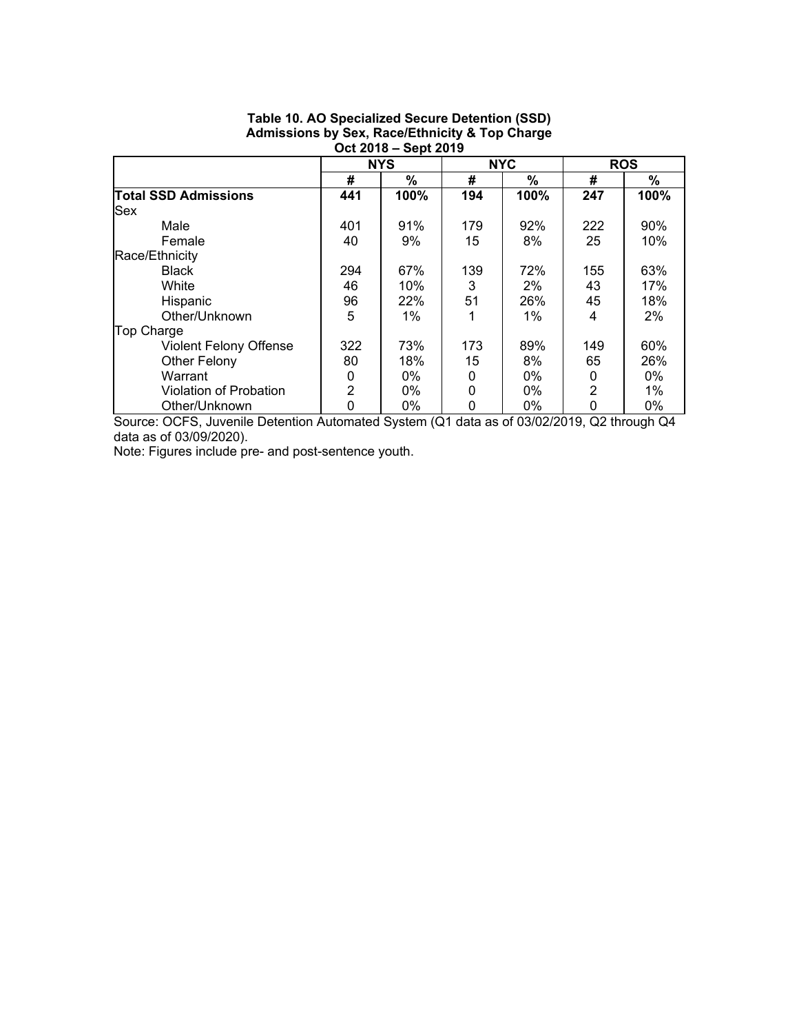**Table 10. AO Specialized Secure Detention (SSD) Admissions by Sex, Race/Ethnicity & Top Charge Oct 2018 – Sept 2019**

| | NYS | | NYC | | ROS | |
|---|---|---|---|---|---|---|
| | # | % | # | % | # | % |
| **Total SSD Admissions** | **441** | **100%** | **194** | **100%** | **247** | **100%** |
| Sex | | | | | | |
| Male | 401 | 91% | 179 | 92% | 222 | 90% |
| Female | 40 | 9% | 15 | 8% | 25 | 10% |
| Race/Ethnicity | | | | | | |
| Black | 294 | 67% | 139 | 72% | 155 | 63% |
| White | 46 | 10% | 3 | 2% | 43 | 17% |
| Hispanic | 96 | 22% | 51 | 26% | 45 | 18% |
| Other/Unknown | 5 | 1% | 1 | 1% | 4 | 2% |
| Top Charge | | | | | | |
| Violent Felony Offense | 322 | 73% | 173 | 89% | 149 | 60% |
| Other Felony | 80 | 18% | 15 | 8% | 65 | 26% |
| Warrant | 0 | 0% | 0 | 0% | 0 | 0% |
| Violation of Probation | 2 | 0% | 0 | 0% | 2 | 1% |
| Other/Unknown | 0 | 0% | 0 | 0% | 0 | 0% |

Source: OCFS, Juvenile Detention Automated System (Q1 data as of 03/02/2019, Q2 through Q4 data as of 03/09/2020).

Note: Figures include pre- and post-sentence youth.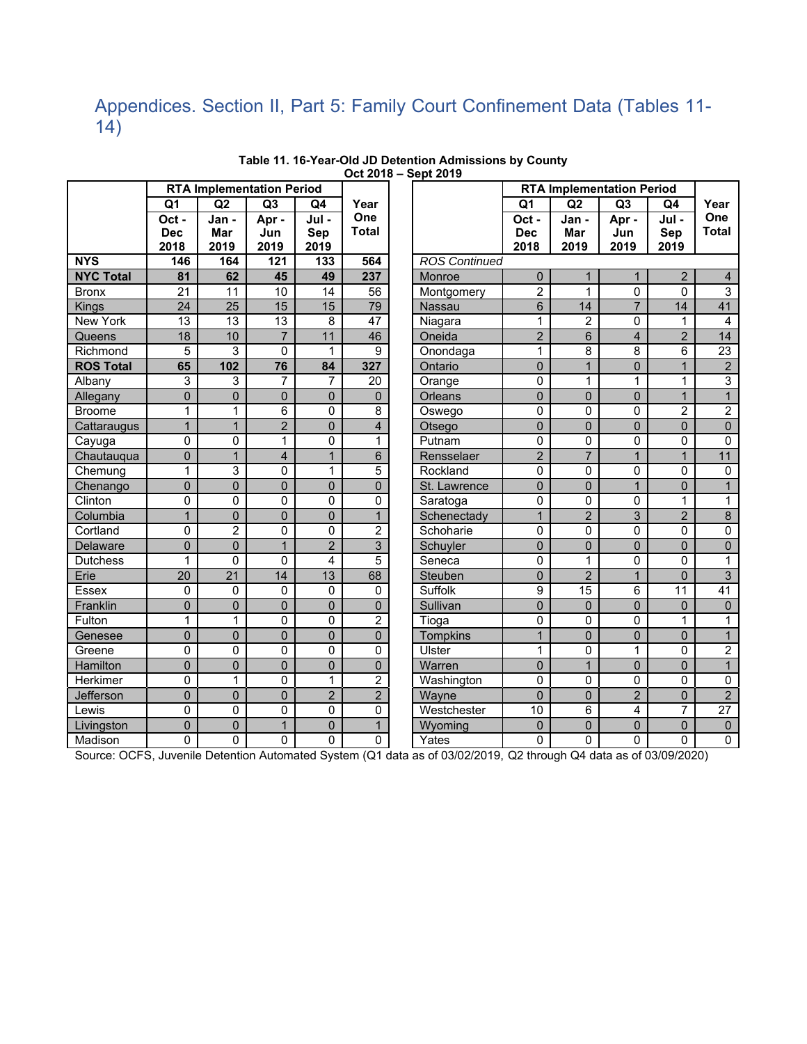# Appendices. Section II, Part 5: Family Court Confinement Data (Tables 11-14)

**Table 11. 16-Year-Old JD Detention Admissions by County**
**Oct 2018 – Sept 2019**

| | RTA Implementation Period | | | | Year One Total |
|---|---|---|---|---|---|
| | Q1 Oct - Dec 2018 | Q2 Jan - Mar 2019 | Q3 Apr - Jun 2019 | Q4 Jul - Sep 2019 | |
| **NYS** | **146** | **164** | **121** | **133** | **564** |
| **NYC Total** | **81** | **62** | **45** | **49** | **237** |
| Bronx | 21 | 11 | 10 | 14 | 56 |
| Kings | 24 | 25 | 15 | 15 | 79 |
| New York | 13 | 13 | 13 | 8 | 47 |
| Queens | 18 | 10 | 7 | 11 | 46 |
| Richmond | 5 | 3 | 0 | 1 | 9 |
| **ROS Total** | **65** | **102** | **76** | **84** | **327** |
| Albany | 3 | 3 | 7 | 7 | 20 |
| Allegany | 0 | 0 | 0 | 0 | 0 |
| Broome | 1 | 1 | 6 | 0 | 8 |
| Cattaraugus | 1 | 1 | 2 | 0 | 4 |
| Cayuga | 0 | 0 | 1 | 0 | 1 |
| Chautauqua | 0 | 1 | 4 | 1 | 6 |
| Chemung | 1 | 3 | 0 | 1 | 5 |
| Chenango | 0 | 0 | 0 | 0 | 0 |
| Clinton | 0 | 0 | 0 | 0 | 0 |
| Columbia | 1 | 0 | 0 | 0 | 1 |
| Cortland | 0 | 2 | 0 | 0 | 2 |
| Delaware | 0 | 0 | 1 | 2 | 3 |
| Dutchess | 1 | 0 | 0 | 4 | 5 |
| Erie | 20 | 21 | 14 | 13 | 68 |
| Essex | 0 | 0 | 0 | 0 | 0 |
| Franklin | 0 | 0 | 0 | 0 | 0 |
| Fulton | 1 | 1 | 0 | 0 | 2 |
| Genesee | 0 | 0 | 0 | 0 | 0 |
| Greene | 0 | 0 | 0 | 0 | 0 |
| Hamilton | 0 | 0 | 0 | 0 | 0 |
| Herkimer | 0 | 1 | 0 | 1 | 2 |
| Jefferson | 0 | 0 | 0 | 2 | 2 |
| Lewis | 0 | 0 | 0 | 0 | 0 |
| Livingston | 0 | 0 | 1 | 0 | 1 |
| Madison | 0 | 0 | 0 | 0 | 0 |
| *ROS Continued* | | | | | |
| Monroe | 0 | 1 | 1 | 2 | 4 |
| Montgomery | 2 | 1 | 0 | 0 | 3 |
| Nassau | 6 | 14 | 7 | 14 | 41 |
| Niagara | 1 | 2 | 0 | 1 | 4 |
| Oneida | 2 | 6 | 4 | 2 | 14 |
| Onondaga | 1 | 8 | 8 | 6 | 23 |
| Ontario | 0 | 1 | 0 | 1 | 2 |
| Orange | 0 | 1 | 1 | 1 | 3 |
| Orleans | 0 | 0 | 0 | 1 | 1 |
| Oswego | 0 | 0 | 0 | 2 | 2 |
| Otsego | 0 | 0 | 0 | 0 | 0 |
| Putnam | 0 | 0 | 0 | 0 | 0 |
| Rensselaer | 2 | 7 | 1 | 1 | 11 |
| Rockland | 0 | 0 | 0 | 0 | 0 |
| St. Lawrence | 0 | 0 | 1 | 0 | 1 |
| Saratoga | 0 | 0 | 0 | 1 | 1 |
| Schenectady | 1 | 2 | 3 | 2 | 8 |
| Schoharie | 0 | 0 | 0 | 0 | 0 |
| Schuyler | 0 | 0 | 0 | 0 | 0 |
| Seneca | 0 | 1 | 0 | 0 | 1 |
| Steuben | 0 | 2 | 1 | 0 | 3 |
| Suffolk | 9 | 15 | 6 | 11 | 41 |
| Sullivan | 0 | 0 | 0 | 0 | 0 |
| Tioga | 0 | 0 | 0 | 1 | 1 |
| Tompkins | 1 | 0 | 0 | 0 | 1 |
| Ulster | 1 | 0 | 1 | 0 | 2 |
| Warren | 0 | 1 | 0 | 0 | 1 |
| Washington | 0 | 0 | 0 | 0 | 0 |
| Wayne | 0 | 0 | 2 | 0 | 2 |
| Westchester | 10 | 6 | 4 | 7 | 27 |
| Wyoming | 0 | 0 | 0 | 0 | 0 |
| Yates | 0 | 0 | 0 | 0 | 0 |

Source: OCFS, Juvenile Detention Automated System (Q1 data as of 03/02/2019, Q2 through Q4 data as of 03/09/2020)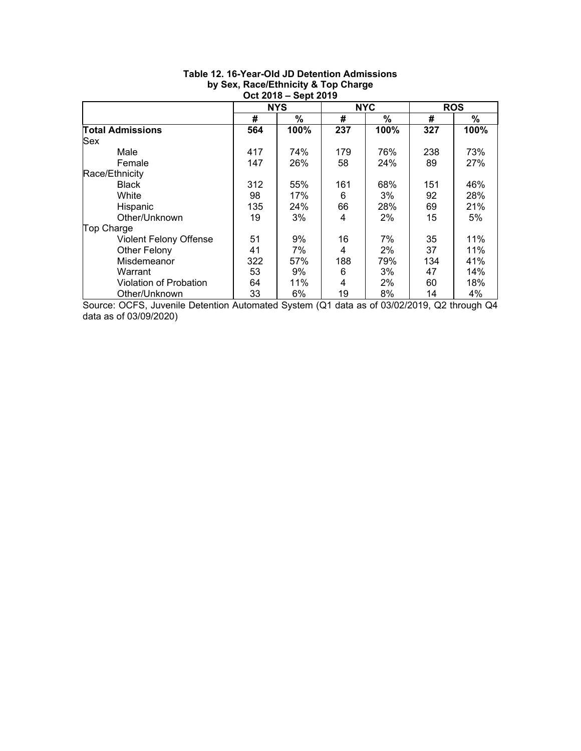**Table 12. 16-Year-Old JD Detention Admissions by Sex, Race/Ethnicity & Top Charge Oct 2018 – Sept 2019**

| | NYS | | NYC | | ROS | |
|---|---|---|---|---|---|---|
| | # | % | # | % | # | % |
| **Total Admissions** | **564** | **100%** | **237** | **100%** | **327** | **100%** |
| Sex | | | | | | |
| Male | 417 | 74% | 179 | 76% | 238 | 73% |
| Female | 147 | 26% | 58 | 24% | 89 | 27% |
| Race/Ethnicity | | | | | | |
| Black | 312 | 55% | 161 | 68% | 151 | 46% |
| White | 98 | 17% | 6 | 3% | 92 | 28% |
| Hispanic | 135 | 24% | 66 | 28% | 69 | 21% |
| Other/Unknown | 19 | 3% | 4 | 2% | 15 | 5% |
| Top Charge | | | | | | |
| Violent Felony Offense | 51 | 9% | 16 | 7% | 35 | 11% |
| Other Felony | 41 | 7% | 4 | 2% | 37 | 11% |
| Misdemeanor | 322 | 57% | 188 | 79% | 134 | 41% |
| Warrant | 53 | 9% | 6 | 3% | 47 | 14% |
| Violation of Probation | 64 | 11% | 4 | 2% | 60 | 18% |
| Other/Unknown | 33 | 6% | 19 | 8% | 14 | 4% |

Source: OCFS, Juvenile Detention Automated System (Q1 data as of 03/02/2019, Q2 through Q4 data as of 03/09/2020)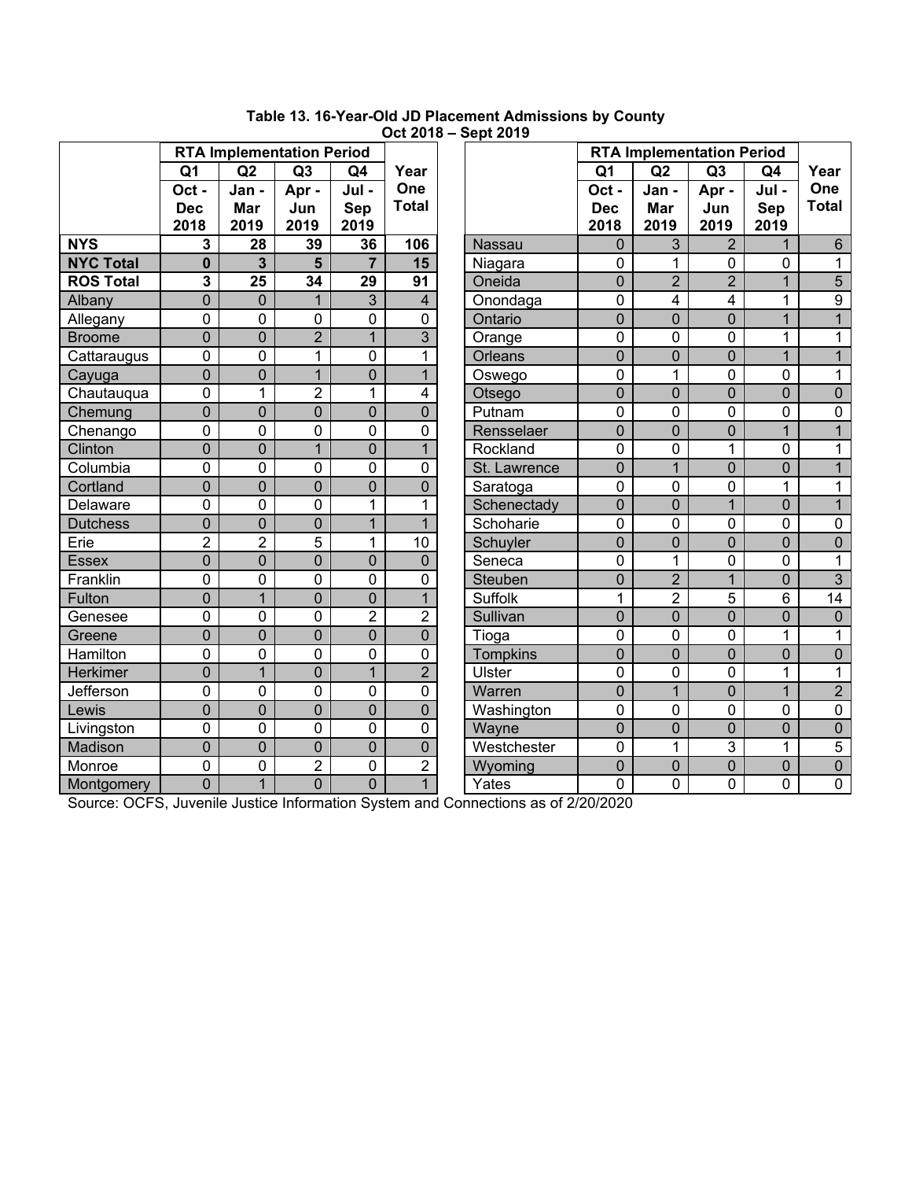**Table 13. 16-Year-Old JD Placement Admissions by County**
**Oct 2018 – Sept 2019**

| | RTA Implementation Period | | | | |
|---|---|---|---|---|---|
| | Q1 | Q2 | Q3 | Q4 | Year One Total |
| | Oct - Dec 2018 | Jan - Mar 2019 | Apr - Jun 2019 | Jul - Sep 2019 | |
| **NYS** | **3** | **28** | **39** | **36** | **106** |
| **NYC Total** | **0** | **3** | **5** | **7** | **15** |
| **ROS Total** | **3** | **25** | **34** | **29** | **91** |
| Albany | 0 | 0 | 1 | 3 | 4 |
| Allegany | 0 | 0 | 0 | 0 | 0 |
| Broome | 0 | 0 | 2 | 1 | 3 |
| Cattaraugus | 0 | 0 | 1 | 0 | 1 |
| Cayuga | 0 | 0 | 1 | 0 | 1 |
| Chautauqua | 0 | 1 | 2 | 1 | 4 |
| Chemung | 0 | 0 | 0 | 0 | 0 |
| Chenango | 0 | 0 | 0 | 0 | 0 |
| Clinton | 0 | 0 | 1 | 0 | 1 |
| Columbia | 0 | 0 | 0 | 0 | 0 |
| Cortland | 0 | 0 | 0 | 0 | 0 |
| Delaware | 0 | 0 | 0 | 1 | 1 |
| Dutchess | 0 | 0 | 0 | 1 | 1 |
| Erie | 2 | 2 | 5 | 1 | 10 |
| Essex | 0 | 0 | 0 | 0 | 0 |
| Franklin | 0 | 0 | 0 | 0 | 0 |
| Fulton | 0 | 1 | 0 | 0 | 1 |
| Genesee | 0 | 0 | 0 | 2 | 2 |
| Greene | 0 | 0 | 0 | 0 | 0 |
| Hamilton | 0 | 0 | 0 | 0 | 0 |
| Herkimer | 0 | 1 | 0 | 1 | 2 |
| Jefferson | 0 | 0 | 0 | 0 | 0 |
| Lewis | 0 | 0 | 0 | 0 | 0 |
| Livingston | 0 | 0 | 0 | 0 | 0 |
| Madison | 0 | 0 | 0 | 0 | 0 |
| Monroe | 0 | 0 | 2 | 0 | 2 |
| Montgomery | 0 | 1 | 0 | 0 | 1 |
| Nassau | 0 | 3 | 2 | 1 | 6 |
| Niagara | 0 | 1 | 0 | 0 | 1 |
| Oneida | 0 | 2 | 2 | 1 | 5 |
| Onondaga | 0 | 4 | 4 | 1 | 9 |
| Ontario | 0 | 0 | 0 | 1 | 1 |
| Orange | 0 | 0 | 0 | 1 | 1 |
| Orleans | 0 | 0 | 0 | 1 | 1 |
| Oswego | 0 | 1 | 0 | 0 | 1 |
| Otsego | 0 | 0 | 0 | 0 | 0 |
| Putnam | 0 | 0 | 0 | 0 | 0 |
| Rensselaer | 0 | 0 | 0 | 1 | 1 |
| Rockland | 0 | 0 | 1 | 0 | 1 |
| St. Lawrence | 0 | 1 | 0 | 0 | 1 |
| Saratoga | 0 | 0 | 0 | 1 | 1 |
| Schenectady | 0 | 0 | 1 | 0 | 1 |
| Schoharie | 0 | 0 | 0 | 0 | 0 |
| Schuyler | 0 | 0 | 0 | 0 | 0 |
| Seneca | 0 | 1 | 0 | 0 | 1 |
| Steuben | 0 | 2 | 1 | 0 | 3 |
| Suffolk | 1 | 2 | 5 | 6 | 14 |
| Sullivan | 0 | 0 | 0 | 0 | 0 |
| Tioga | 0 | 0 | 0 | 1 | 1 |
| Tompkins | 0 | 0 | 0 | 0 | 0 |
| Ulster | 0 | 0 | 0 | 1 | 1 |
| Warren | 0 | 1 | 0 | 1 | 2 |
| Washington | 0 | 0 | 0 | 0 | 0 |
| Wayne | 0 | 0 | 0 | 0 | 0 |
| Westchester | 0 | 1 | 3 | 1 | 5 |
| Wyoming | 0 | 0 | 0 | 0 | 0 |
| Yates | 0 | 0 | 0 | 0 | 0 |

Source: OCFS, Juvenile Justice Information System and Connections as of 2/20/2020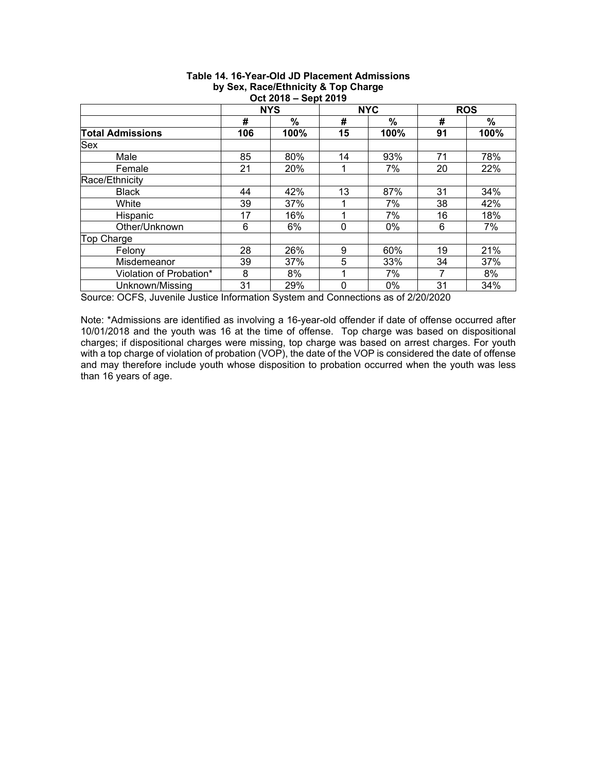**Table 14. 16-Year-Old JD Placement Admissions by Sex, Race/Ethnicity & Top Charge Oct 2018 – Sept 2019**

| | NYS | | NYC | | ROS | |
|---|---|---|---|---|---|---|
| | # | % | # | % | # | % |
| **Total Admissions** | **106** | **100%** | **15** | **100%** | **91** | **100%** |
| Sex | | | | | | |
| Male | 85 | 80% | 14 | 93% | 71 | 78% |
| Female | 21 | 20% | 1 | 7% | 20 | 22% |
| Race/Ethnicity | | | | | | |
| Black | 44 | 42% | 13 | 87% | 31 | 34% |
| White | 39 | 37% | 1 | 7% | 38 | 42% |
| Hispanic | 17 | 16% | 1 | 7% | 16 | 18% |
| Other/Unknown | 6 | 6% | 0 | 0% | 6 | 7% |
| Top Charge | | | | | | |
| Felony | 28 | 26% | 9 | 60% | 19 | 21% |
| Misdemeanor | 39 | 37% | 5 | 33% | 34 | 37% |
| Violation of Probation* | 8 | 8% | 1 | 7% | 7 | 8% |
| Unknown/Missing | 31 | 29% | 0 | 0% | 31 | 34% |

Source: OCFS, Juvenile Justice Information System and Connections as of 2/20/2020

Note: *Admissions are identified as involving a 16-year-old offender if date of offense occurred after 10/01/2018 and the youth was 16 at the time of offense. Top charge was based on dispositional charges; if dispositional charges were missing, top charge was based on arrest charges. For youth with a top charge of violation of probation (VOP), the date of the VOP is considered the date of offense and may therefore include youth whose disposition to probation occurred when the youth was less than 16 years of age.